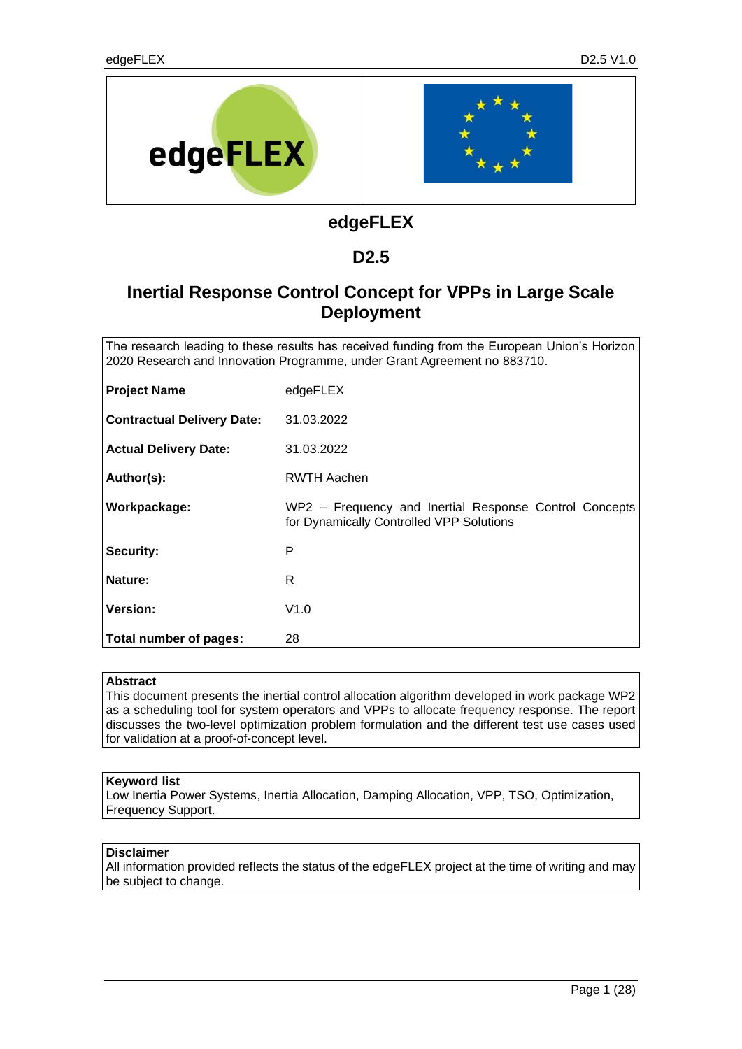# edgeFLEX

## D2.5

## Inertial Response Control Concept for VPPs in Large Scale Deployment

The research leading to these results has received funding from the European Union's Horizon 2020 Research and Innovation Programme, under Grant Agreement no 883710.

| | |
|---|---|
| **Project Name** | edgeFLEX |
| **Contractual Delivery Date:** | 31.03.2022 |
| **Actual Delivery Date:** | 31.03.2022 |
| **Author(s):** | RWTH Aachen |
| **Workpackage:** | WP2 – Frequency and Inertial Response Control Concepts for Dynamically Controlled VPP Solutions |
| **Security:** | P |
| **Nature:** | R |
| **Version:** | V1.0 |
| **Total number of pages:** | 28 |

**Abstract**
This document presents the inertial control allocation algorithm developed in work package WP2 as a scheduling tool for system operators and VPPs to allocate frequency response. The report discusses the two-level optimization problem formulation and the different test use cases used for validation at a proof-of-concept level.

**Keyword list**
Low Inertia Power Systems, Inertia Allocation, Damping Allocation, VPP, TSO, Optimization, Frequency Support.

**Disclaimer**
All information provided reflects the status of the edgeFLEX project at the time of writing and may be subject to change.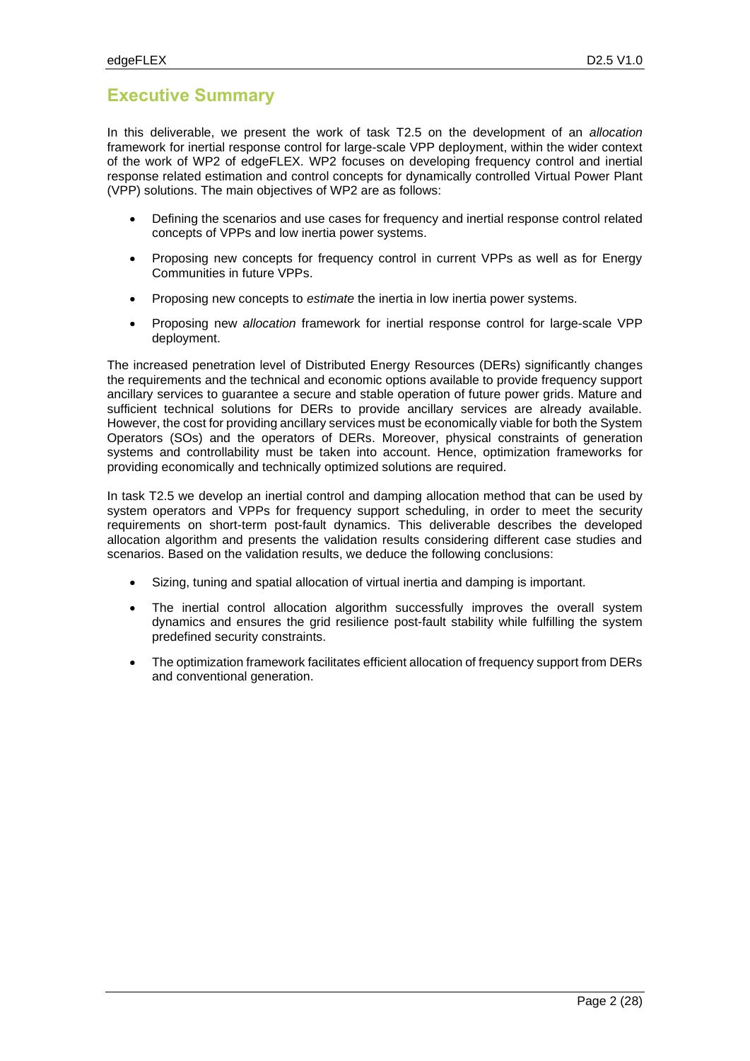# Executive Summary

In this deliverable, we present the work of task T2.5 on the development of an *allocation* framework for inertial response control for large-scale VPP deployment, within the wider context of the work of WP2 of edgeFLEX. WP2 focuses on developing frequency control and inertial response related estimation and control concepts for dynamically controlled Virtual Power Plant (VPP) solutions. The main objectives of WP2 are as follows:

- Defining the scenarios and use cases for frequency and inertial response control related concepts of VPPs and low inertia power systems.
- Proposing new concepts for frequency control in current VPPs as well as for Energy Communities in future VPPs.
- Proposing new concepts to *estimate* the inertia in low inertia power systems.
- Proposing new *allocation* framework for inertial response control for large-scale VPP deployment.

The increased penetration level of Distributed Energy Resources (DERs) significantly changes the requirements and the technical and economic options available to provide frequency support ancillary services to guarantee a secure and stable operation of future power grids. Mature and sufficient technical solutions for DERs to provide ancillary services are already available. However, the cost for providing ancillary services must be economically viable for both the System Operators (SOs) and the operators of DERs. Moreover, physical constraints of generation systems and controllability must be taken into account. Hence, optimization frameworks for providing economically and technically optimized solutions are required.

In task T2.5 we develop an inertial control and damping allocation method that can be used by system operators and VPPs for frequency support scheduling, in order to meet the security requirements on short-term post-fault dynamics. This deliverable describes the developed allocation algorithm and presents the validation results considering different case studies and scenarios. Based on the validation results, we deduce the following conclusions:

- Sizing, tuning and spatial allocation of virtual inertia and damping is important.
- The inertial control allocation algorithm successfully improves the overall system dynamics and ensures the grid resilience post-fault stability while fulfilling the system predefined security constraints.
- The optimization framework facilitates efficient allocation of frequency support from DERs and conventional generation.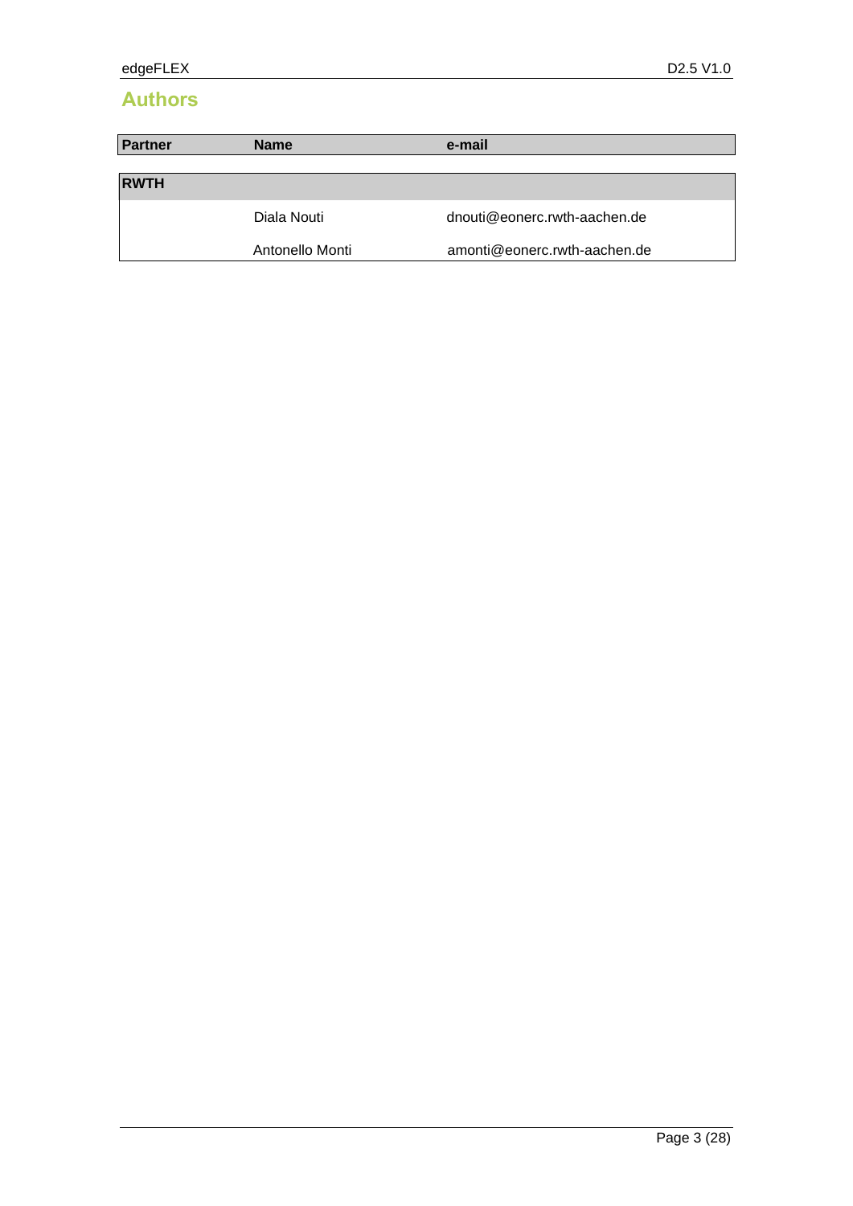## Authors

| Partner | Name | e-mail |
|---|---|---|
| **RWTH** | | |
| | Diala Nouti | dnouti@eonerc.rwth-aachen.de |
| | Antonello Monti | amonti@eonerc.rwth-aachen.de |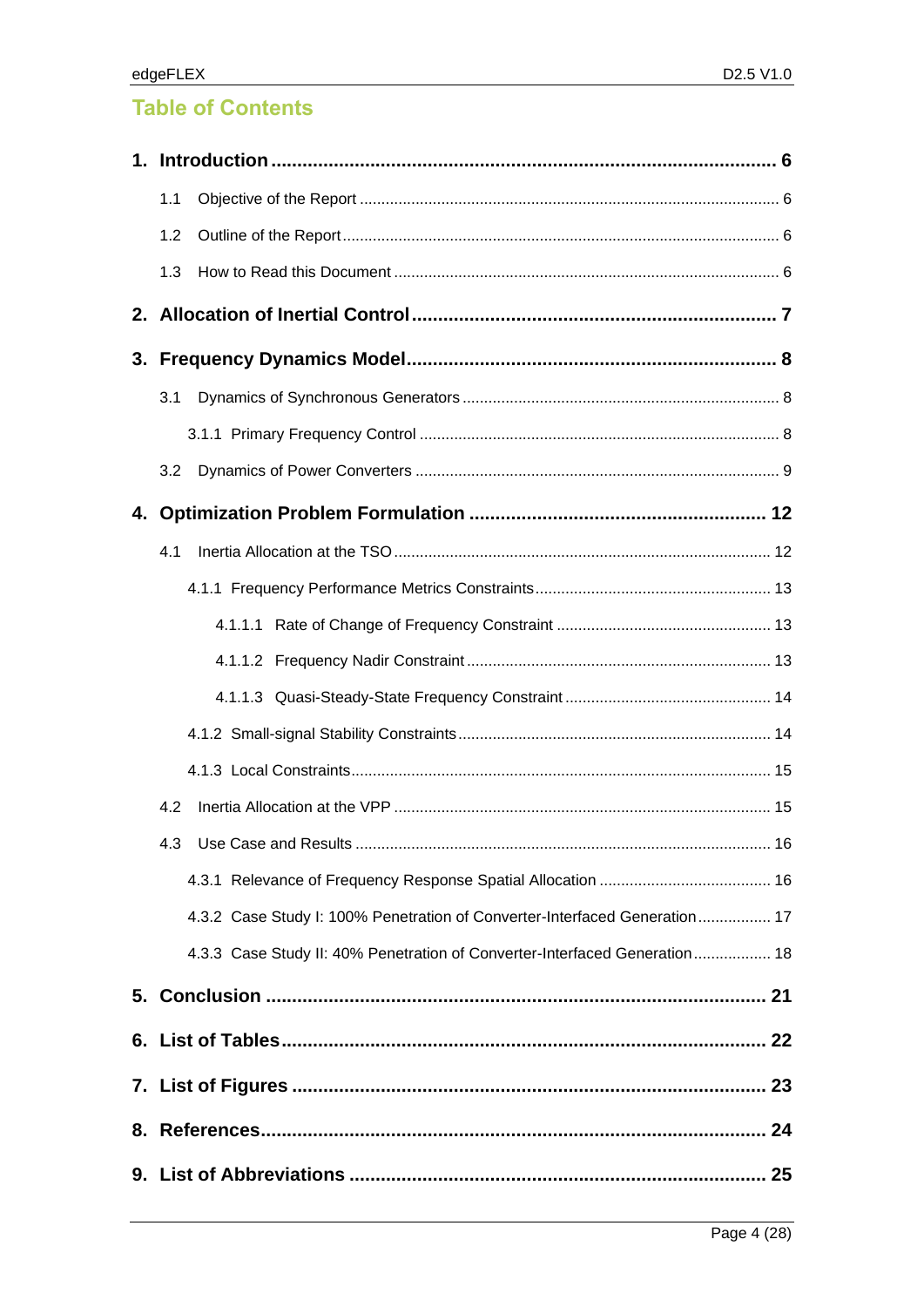# Table of Contents

**1. Introduction ........................................................................................ 6**

- 1.1 Objective of the Report ........................................................................................ 6
- 1.2 Outline of the Report ........................................................................................ 6
- 1.3 How to Read this Document ........................................................................................ 6

**2. Allocation of Inertial Control ........................................................................ 7**

**3. Frequency Dynamics Model ........................................................................ 8**

- 3.1 Dynamics of Synchronous Generators ........................................................................ 8
  - 3.1.1 Primary Frequency Control ........................................................................ 8
- 3.2 Dynamics of Power Converters ........................................................................ 9

**4. Optimization Problem Formulation ........................................................ 12**

- 4.1 Inertia Allocation at the TSO ........................................................................ 12
  - 4.1.1 Frequency Performance Metrics Constraints ........................................ 13
    - 4.1.1.1 Rate of Change of Frequency Constraint ........................................ 13
    - 4.1.1.2 Frequency Nadir Constraint ........................................ 13
    - 4.1.1.3 Quasi-Steady-State Frequency Constraint ........................................ 14
  - 4.1.2 Small-signal Stability Constraints ........................................ 14
  - 4.1.3 Local Constraints ........................................ 15
- 4.2 Inertia Allocation at the VPP ........................................................................ 15
- 4.3 Use Case and Results ........................................................................ 16
  - 4.3.1 Relevance of Frequency Response Spatial Allocation ........................................ 16
  - 4.3.2 Case Study I: 100% Penetration of Converter-Interfaced Generation ................ 17
  - 4.3.3 Case Study II: 40% Penetration of Converter-Interfaced Generation ................ 18

**5. Conclusion ........................................................................................ 21**

**6. List of Tables ........................................................................................ 22**

**7. List of Figures ........................................................................................ 23**

**8. References ........................................................................................ 24**

**9. List of Abbreviations ........................................................................ 25**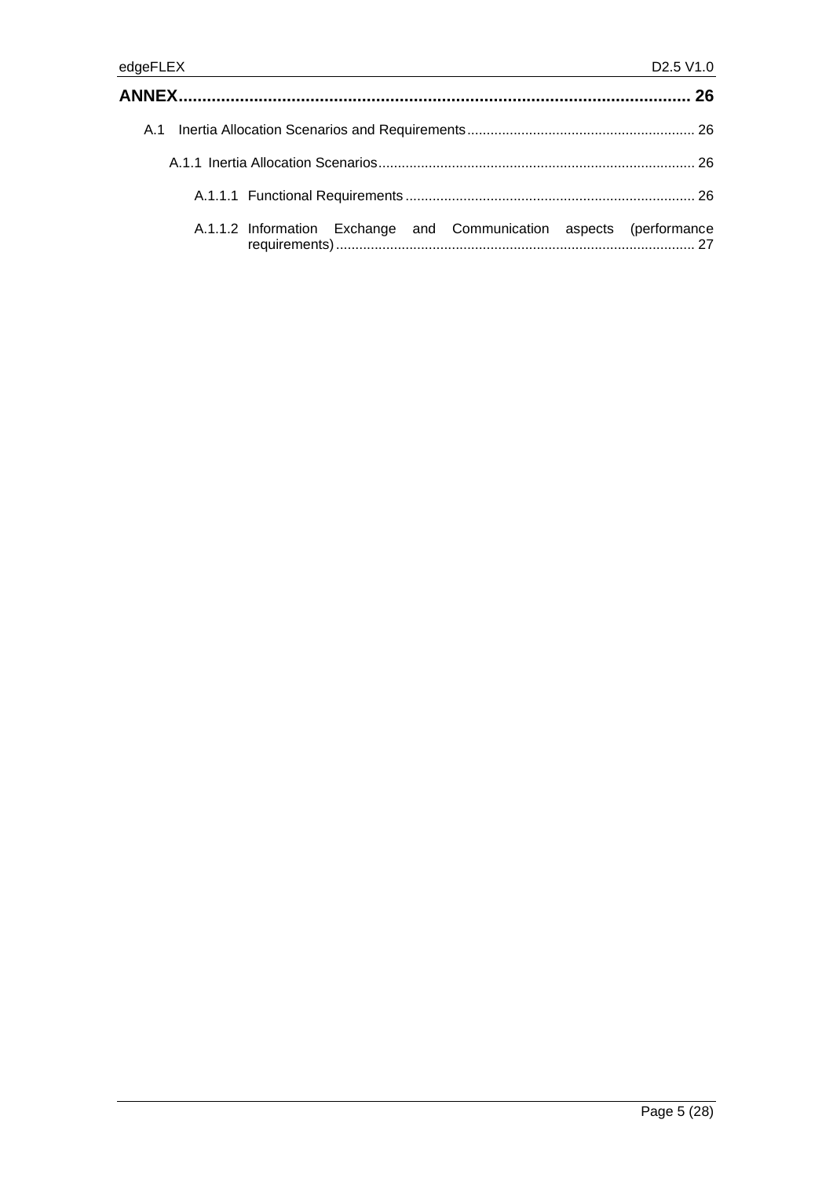**ANNEX** ........................................................................................................ 26

A.1 Inertia Allocation Scenarios and Requirements ........................................................... 26

A.1.1 Inertia Allocation Scenarios ................................................................................. 26

A.1.1.1 Functional Requirements .......................................................................... 26

A.1.1.2 Information Exchange and Communication aspects (performance requirements) ........................................................................................... 27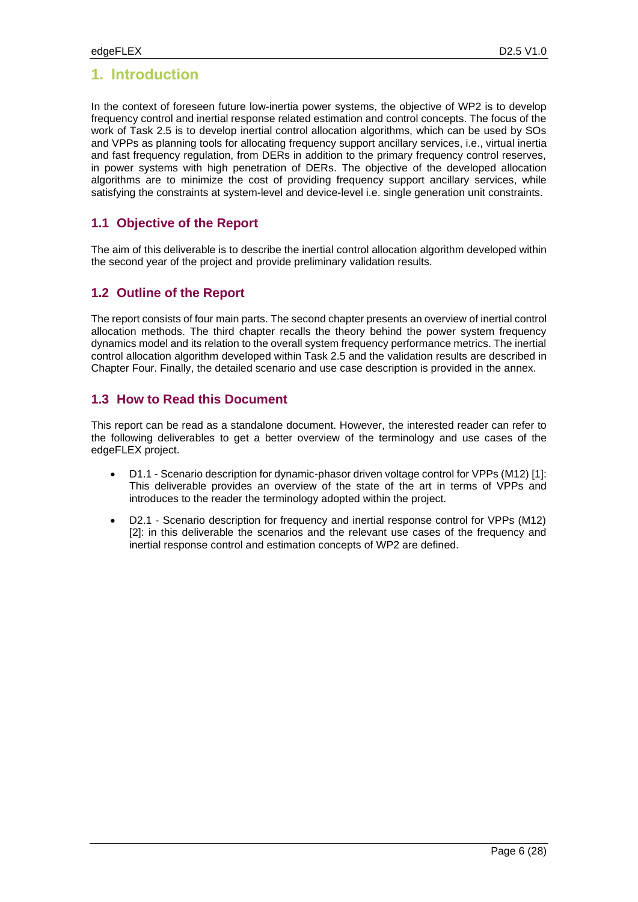# 1. Introduction

In the context of foreseen future low-inertia power systems, the objective of WP2 is to develop frequency control and inertial response related estimation and control concepts. The focus of the work of Task 2.5 is to develop inertial control allocation algorithms, which can be used by SOs and VPPs as planning tools for allocating frequency support ancillary services, i.e., virtual inertia and fast frequency regulation, from DERs in addition to the primary frequency control reserves, in power systems with high penetration of DERs. The objective of the developed allocation algorithms are to minimize the cost of providing frequency support ancillary services, while satisfying the constraints at system-level and device-level i.e. single generation unit constraints.

## 1.1 Objective of the Report

The aim of this deliverable is to describe the inertial control allocation algorithm developed within the second year of the project and provide preliminary validation results.

## 1.2 Outline of the Report

The report consists of four main parts. The second chapter presents an overview of inertial control allocation methods. The third chapter recalls the theory behind the power system frequency dynamics model and its relation to the overall system frequency performance metrics. The inertial control allocation algorithm developed within Task 2.5 and the validation results are described in Chapter Four. Finally, the detailed scenario and use case description is provided in the annex.

## 1.3 How to Read this Document

This report can be read as a standalone document. However, the interested reader can refer to the following deliverables to get a better overview of the terminology and use cases of the edgeFLEX project.

- D1.1 - Scenario description for dynamic-phasor driven voltage control for VPPs (M12) [1]: This deliverable provides an overview of the state of the art in terms of VPPs and introduces to the reader the terminology adopted within the project.
- D2.1 - Scenario description for frequency and inertial response control for VPPs (M12) [2]: in this deliverable the scenarios and the relevant use cases of the frequency and inertial response control and estimation concepts of WP2 are defined.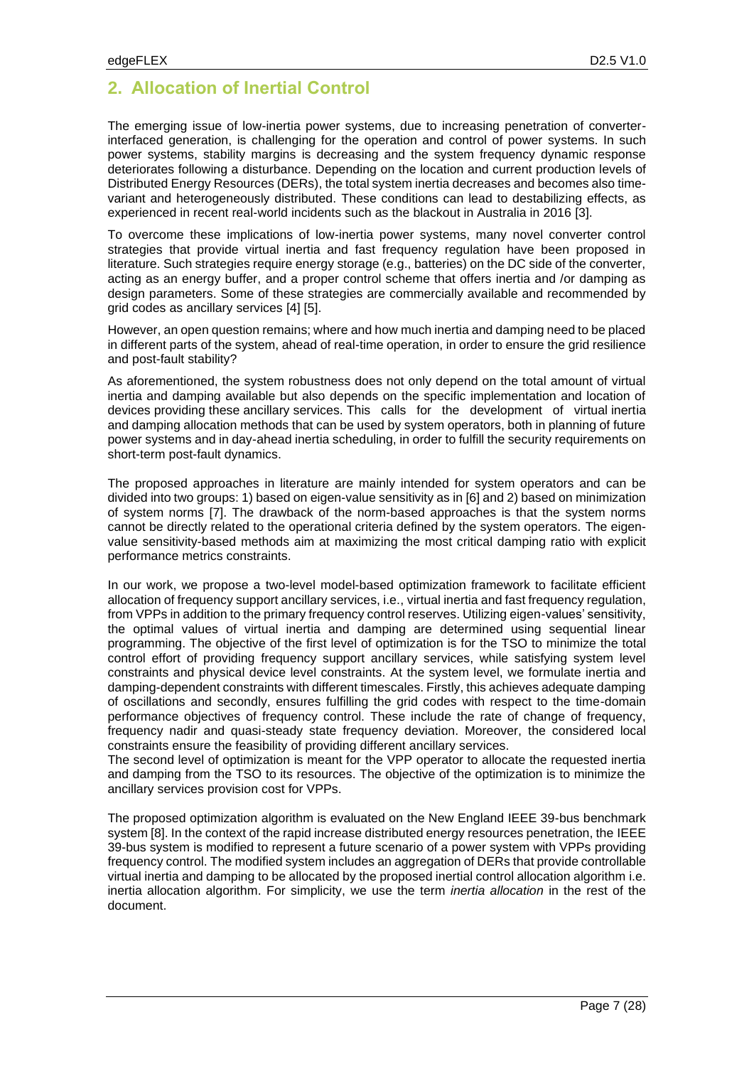## 2. Allocation of Inertial Control

The emerging issue of low-inertia power systems, due to increasing penetration of converter-interfaced generation, is challenging for the operation and control of power systems. In such power systems, stability margins is decreasing and the system frequency dynamic response deteriorates following a disturbance. Depending on the location and current production levels of Distributed Energy Resources (DERs), the total system inertia decreases and becomes also time-variant and heterogeneously distributed. These conditions can lead to destabilizing effects, as experienced in recent real-world incidents such as the blackout in Australia in 2016 [3].

To overcome these implications of low-inertia power systems, many novel converter control strategies that provide virtual inertia and fast frequency regulation have been proposed in literature. Such strategies require energy storage (e.g., batteries) on the DC side of the converter, acting as an energy buffer, and a proper control scheme that offers inertia and /or damping as design parameters. Some of these strategies are commercially available and recommended by grid codes as ancillary services [4] [5].

However, an open question remains; where and how much inertia and damping need to be placed in different parts of the system, ahead of real-time operation, in order to ensure the grid resilience and post-fault stability?

As aforementioned, the system robustness does not only depend on the total amount of virtual inertia and damping available but also depends on the specific implementation and location of devices providing these ancillary services. This calls for the development of virtual inertia and damping allocation methods that can be used by system operators, both in planning of future power systems and in day-ahead inertia scheduling, in order to fulfill the security requirements on short-term post-fault dynamics.

The proposed approaches in literature are mainly intended for system operators and can be divided into two groups: 1) based on eigen-value sensitivity as in [6] and 2) based on minimization of system norms [7]. The drawback of the norm-based approaches is that the system norms cannot be directly related to the operational criteria defined by the system operators. The eigen-value sensitivity-based methods aim at maximizing the most critical damping ratio with explicit performance metrics constraints.

In our work, we propose a two-level model-based optimization framework to facilitate efficient allocation of frequency support ancillary services, i.e., virtual inertia and fast frequency regulation, from VPPs in addition to the primary frequency control reserves. Utilizing eigen-values' sensitivity, the optimal values of virtual inertia and damping are determined using sequential linear programming. The objective of the first level of optimization is for the TSO to minimize the total control effort of providing frequency support ancillary services, while satisfying system level constraints and physical device level constraints. At the system level, we formulate inertia and damping-dependent constraints with different timescales. Firstly, this achieves adequate damping of oscillations and secondly, ensures fulfilling the grid codes with respect to the time-domain performance objectives of frequency control. These include the rate of change of frequency, frequency nadir and quasi-steady state frequency deviation. Moreover, the considered local constraints ensure the feasibility of providing different ancillary services.
The second level of optimization is meant for the VPP operator to allocate the requested inertia and damping from the TSO to its resources. The objective of the optimization is to minimize the ancillary services provision cost for VPPs.

The proposed optimization algorithm is evaluated on the New England IEEE 39-bus benchmark system [8]. In the context of the rapid increase distributed energy resources penetration, the IEEE 39-bus system is modified to represent a future scenario of a power system with VPPs providing frequency control. The modified system includes an aggregation of DERs that provide controllable virtual inertia and damping to be allocated by the proposed inertial control allocation algorithm i.e. inertia allocation algorithm. For simplicity, we use the term *inertia allocation* in the rest of the document.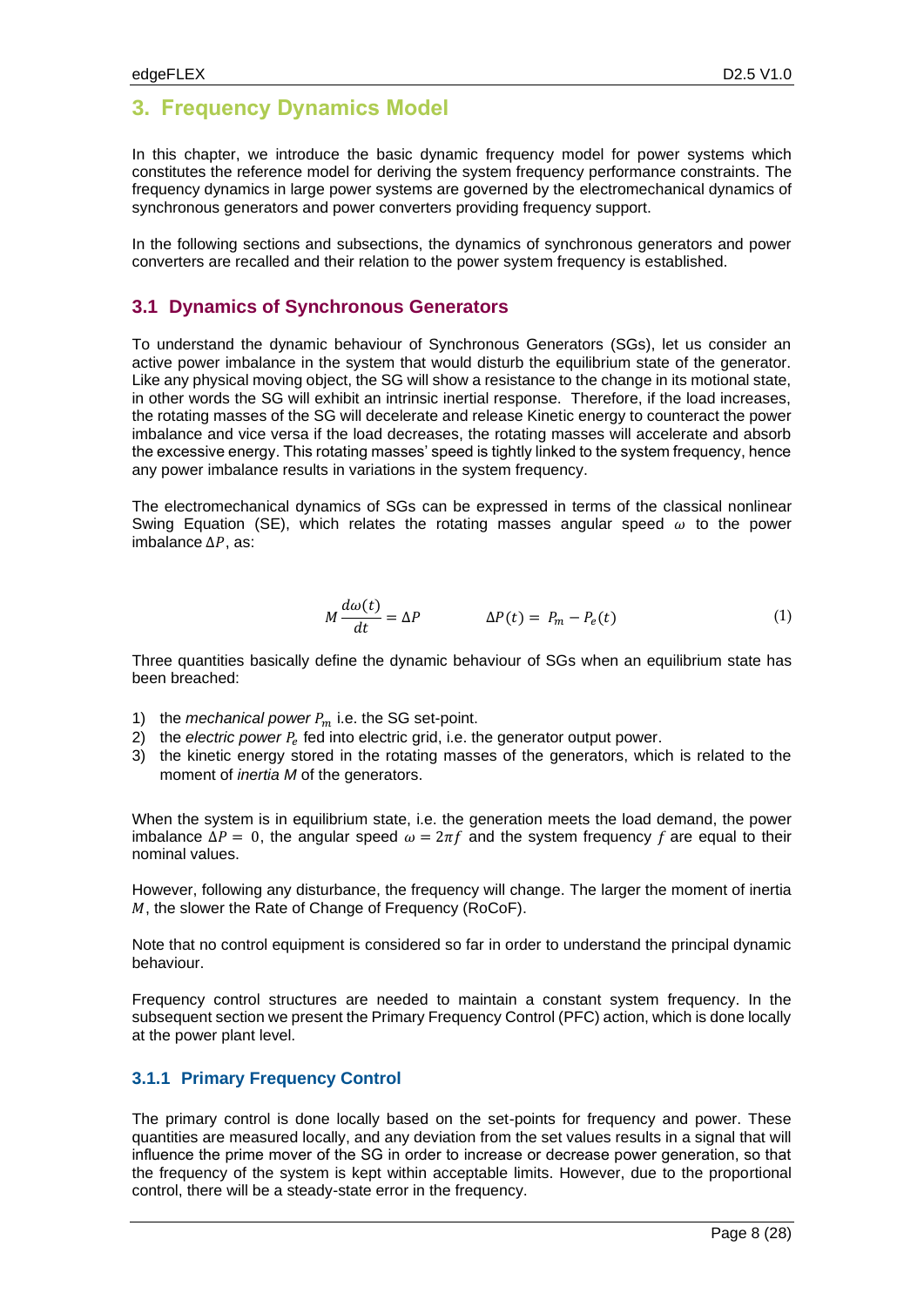# 3. Frequency Dynamics Model

In this chapter, we introduce the basic dynamic frequency model for power systems which constitutes the reference model for deriving the system frequency performance constraints. The frequency dynamics in large power systems are governed by the electromechanical dynamics of synchronous generators and power converters providing frequency support.

In the following sections and subsections, the dynamics of synchronous generators and power converters are recalled and their relation to the power system frequency is established.

## 3.1 Dynamics of Synchronous Generators

To understand the dynamic behaviour of Synchronous Generators (SGs), let us consider an active power imbalance in the system that would disturb the equilibrium state of the generator. Like any physical moving object, the SG will show a resistance to the change in its motional state, in other words the SG will exhibit an intrinsic inertial response. Therefore, if the load increases, the rotating masses of the SG will decelerate and release Kinetic energy to counteract the power imbalance and vice versa if the load decreases, the rotating masses will accelerate and absorb the excessive energy. This rotating masses' speed is tightly linked to the system frequency, hence any power imbalance results in variations in the system frequency.

The electromechanical dynamics of SGs can be expressed in terms of the classical nonlinear Swing Equation (SE), which relates the rotating masses angular speed $\omega$ to the power imbalance $\Delta P$, as:

$$M \frac{d\omega(t)}{dt} = \Delta P \qquad \Delta P(t) = P_m - P_e(t) \tag{1}$$

Three quantities basically define the dynamic behaviour of SGs when an equilibrium state has been breached:

1) the *mechanical power* $P_m$ i.e. the SG set-point.
2) the *electric power* $P_e$ fed into electric grid, i.e. the generator output power.
3) the kinetic energy stored in the rotating masses of the generators, which is related to the moment of *inertia M* of the generators.

When the system is in equilibrium state, i.e. the generation meets the load demand, the power imbalance $\Delta P = 0$, the angular speed $\omega = 2\pi f$ and the system frequency $f$ are equal to their nominal values.

However, following any disturbance, the frequency will change. The larger the moment of inertia $M$, the slower the Rate of Change of Frequency (RoCoF).

Note that no control equipment is considered so far in order to understand the principal dynamic behaviour.

Frequency control structures are needed to maintain a constant system frequency. In the subsequent section we present the Primary Frequency Control (PFC) action, which is done locally at the power plant level.

### 3.1.1 Primary Frequency Control

The primary control is done locally based on the set-points for frequency and power. These quantities are measured locally, and any deviation from the set values results in a signal that will influence the prime mover of the SG in order to increase or decrease power generation, so that the frequency of the system is kept within acceptable limits. However, due to the proportional control, there will be a steady-state error in the frequency.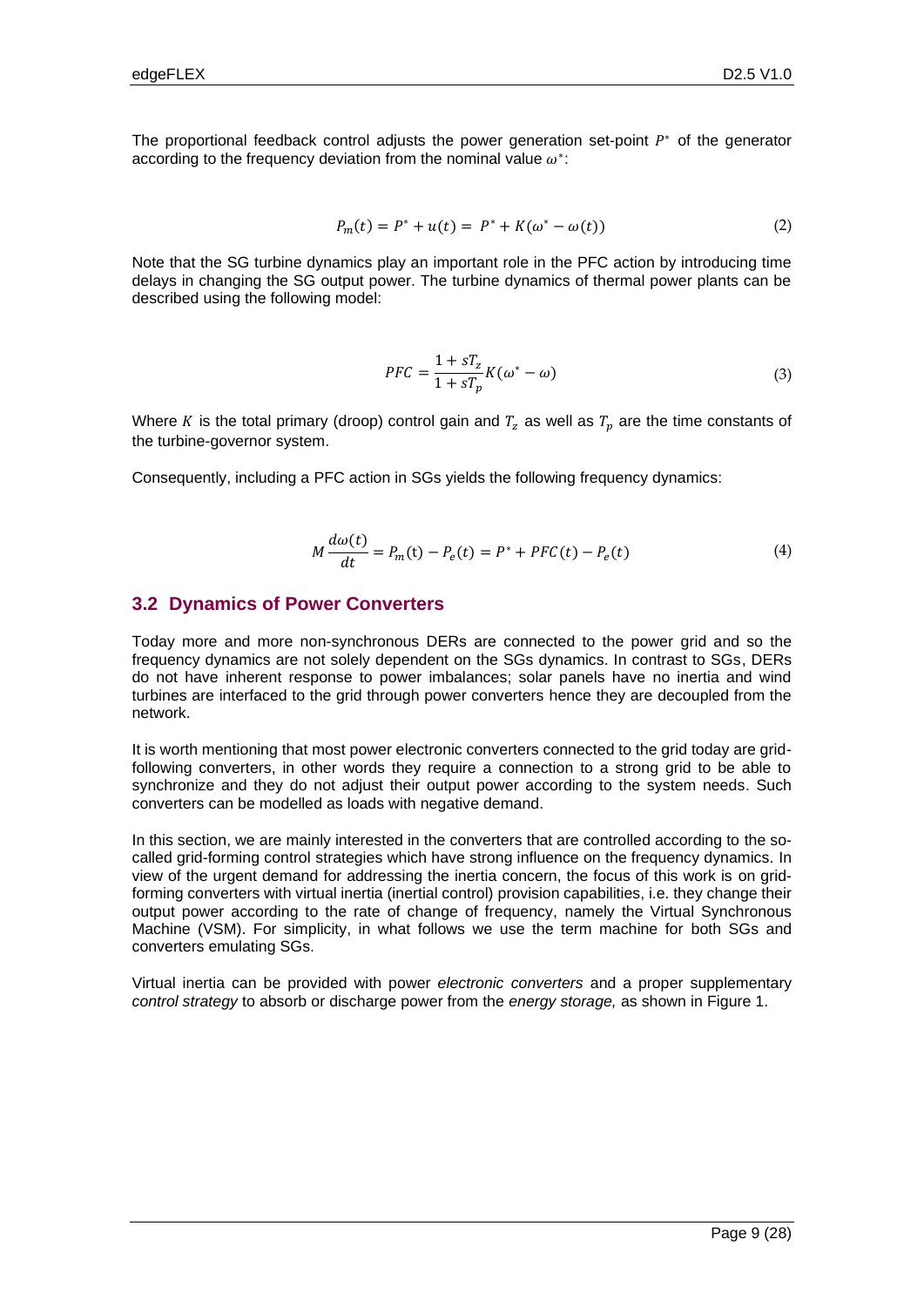The proportional feedback control adjusts the power generation set-point $P^*$ of the generator according to the frequency deviation from the nominal value $\omega^*$:

$$P_m(t) = P^* + u(t) = P^* + K(\omega^* - \omega(t)) \tag{2}$$

Note that the SG turbine dynamics play an important role in the PFC action by introducing time delays in changing the SG output power. The turbine dynamics of thermal power plants can be described using the following model:

$$PFC = \frac{1 + sT_z}{1 + sT_p} K(\omega^* - \omega) \tag{3}$$

Where $K$ is the total primary (droop) control gain and $T_z$ as well as $T_p$ are the time constants of the turbine-governor system.

Consequently, including a PFC action in SGs yields the following frequency dynamics:

$$M \frac{d\omega(t)}{dt} = P_m(\mathrm{t}) - P_e(t) = P^* + PFC(t) - P_e(t) \tag{4}$$

## 3.2 Dynamics of Power Converters

Today more and more non-synchronous DERs are connected to the power grid and so the frequency dynamics are not solely dependent on the SGs dynamics. In contrast to SGs, DERs do not have inherent response to power imbalances; solar panels have no inertia and wind turbines are interfaced to the grid through power converters hence they are decoupled from the network.

It is worth mentioning that most power electronic converters connected to the grid today are grid-following converters, in other words they require a connection to a strong grid to be able to synchronize and they do not adjust their output power according to the system needs. Such converters can be modelled as loads with negative demand.

In this section, we are mainly interested in the converters that are controlled according to the so-called grid-forming control strategies which have strong influence on the frequency dynamics. In view of the urgent demand for addressing the inertia concern, the focus of this work is on grid-forming converters with virtual inertia (inertial control) provision capabilities, i.e. they change their output power according to the rate of change of frequency, namely the Virtual Synchronous Machine (VSM). For simplicity, in what follows we use the term machine for both SGs and converters emulating SGs.

Virtual inertia can be provided with power *electronic converters* and a proper supplementary *control strategy* to absorb or discharge power from the *energy storage,* as shown in Figure 1.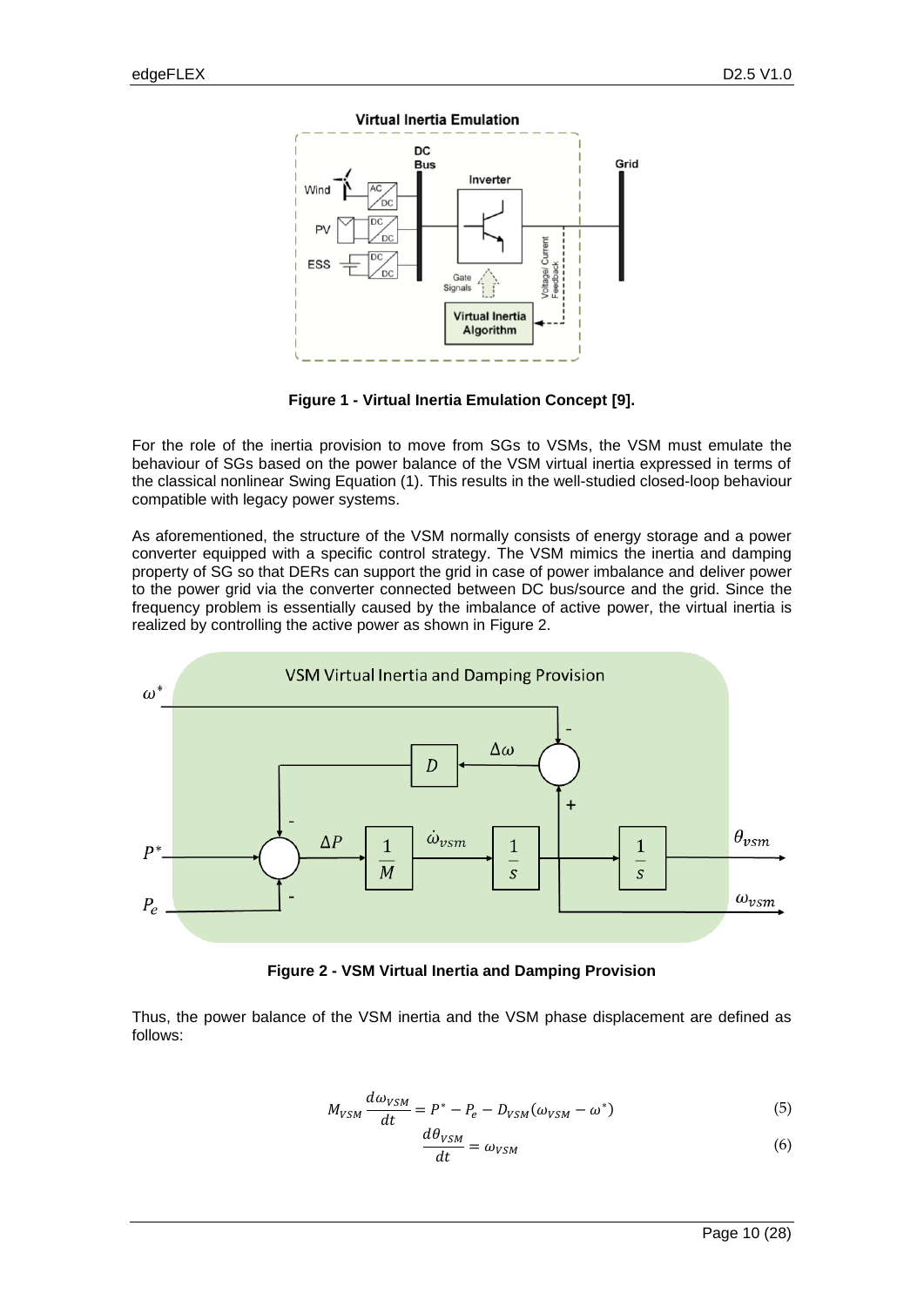Figure 1 - Virtual Inertia Emulation Concept [9].

For the role of the inertia provision to move from SGs to VSMs, the VSM must emulate the behaviour of SGs based on the power balance of the VSM virtual inertia expressed in terms of the classical nonlinear Swing Equation (1). This results in the well-studied closed-loop behaviour compatible with legacy power systems.

As aforementioned, the structure of the VSM normally consists of energy storage and a power converter equipped with a specific control strategy. The VSM mimics the inertia and damping property of SG so that DERs can support the grid in case of power imbalance and deliver power to the power grid via the converter connected between DC bus/source and the grid. Since the frequency problem is essentially caused by the imbalance of active power, the virtual inertia is realized by controlling the active power as shown in Figure 2.

Figure 2 - VSM Virtual Inertia and Damping Provision

Thus, the power balance of the VSM inertia and the VSM phase displacement are defined as follows:

$$M_{VSM} \frac{d\omega_{VSM}}{dt} = P^* - P_e - D_{VSM}(\omega_{VSM} - \omega^*) \tag{5}$$

$$\frac{d\theta_{VSM}}{dt} = \omega_{VSM} \tag{6}$$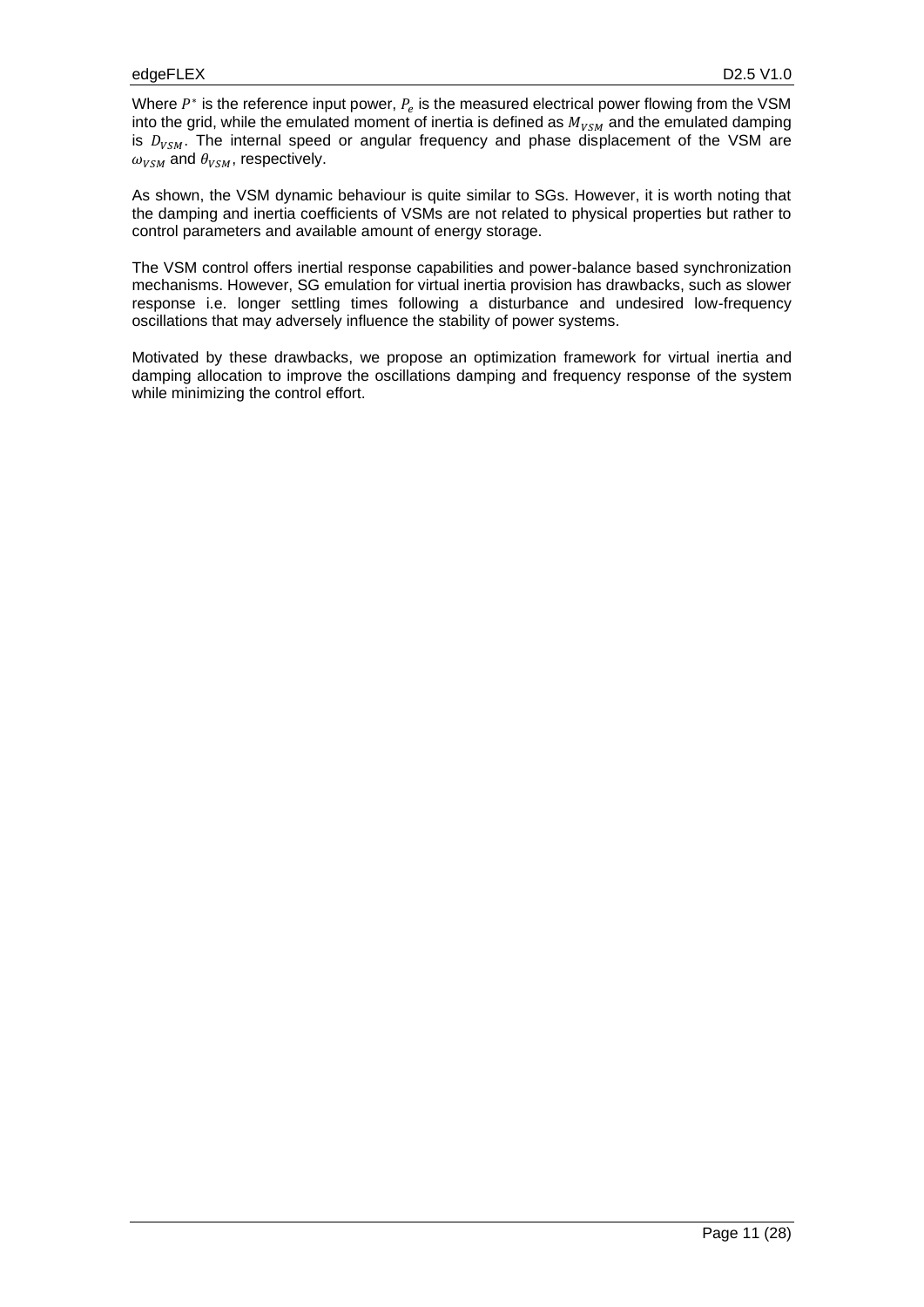Where $P^*$ is the reference input power, $P_e$ is the measured electrical power flowing from the VSM into the grid, while the emulated moment of inertia is defined as $M_{VSM}$ and the emulated damping is $D_{VSM}$. The internal speed or angular frequency and phase displacement of the VSM are $\omega_{VSM}$ and $\theta_{VSM}$, respectively.

As shown, the VSM dynamic behaviour is quite similar to SGs. However, it is worth noting that the damping and inertia coefficients of VSMs are not related to physical properties but rather to control parameters and available amount of energy storage.

The VSM control offers inertial response capabilities and power-balance based synchronization mechanisms. However, SG emulation for virtual inertia provision has drawbacks, such as slower response i.e. longer settling times following a disturbance and undesired low-frequency oscillations that may adversely influence the stability of power systems.

Motivated by these drawbacks, we propose an optimization framework for virtual inertia and damping allocation to improve the oscillations damping and frequency response of the system while minimizing the control effort.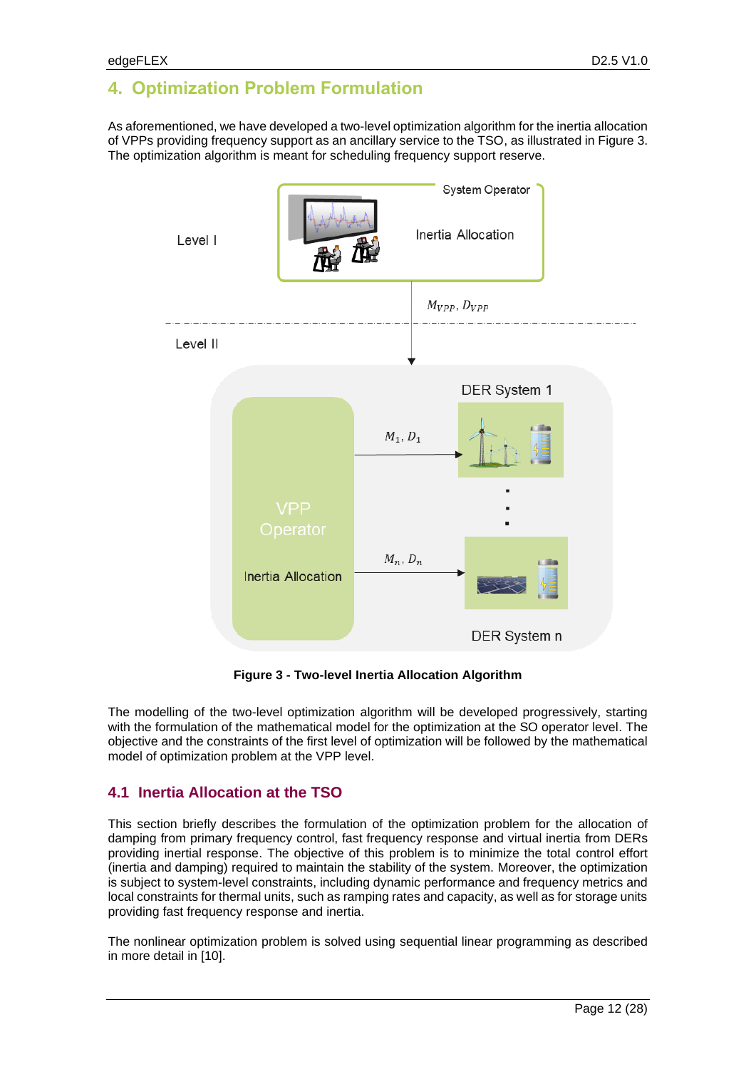# 4. Optimization Problem Formulation

As aforementioned, we have developed a two-level optimization algorithm for the inertia allocation of VPPs providing frequency support as an ancillary service to the TSO, as illustrated in Figure 3. The optimization algorithm is meant for scheduling frequency support reserve.

**Figure 3 - Two-level Inertia Allocation Algorithm**

The modelling of the two-level optimization algorithm will be developed progressively, starting with the formulation of the mathematical model for the optimization at the SO operator level. The objective and the constraints of the first level of optimization will be followed by the mathematical model of optimization problem at the VPP level.

## 4.1 Inertia Allocation at the TSO

This section briefly describes the formulation of the optimization problem for the allocation of damping from primary frequency control, fast frequency response and virtual inertia from DERs providing inertial response. The objective of this problem is to minimize the total control effort (inertia and damping) required to maintain the stability of the system. Moreover, the optimization is subject to system-level constraints, including dynamic performance and frequency metrics and local constraints for thermal units, such as ramping rates and capacity, as well as for storage units providing fast frequency response and inertia.

The nonlinear optimization problem is solved using sequential linear programming as described in more detail in [10].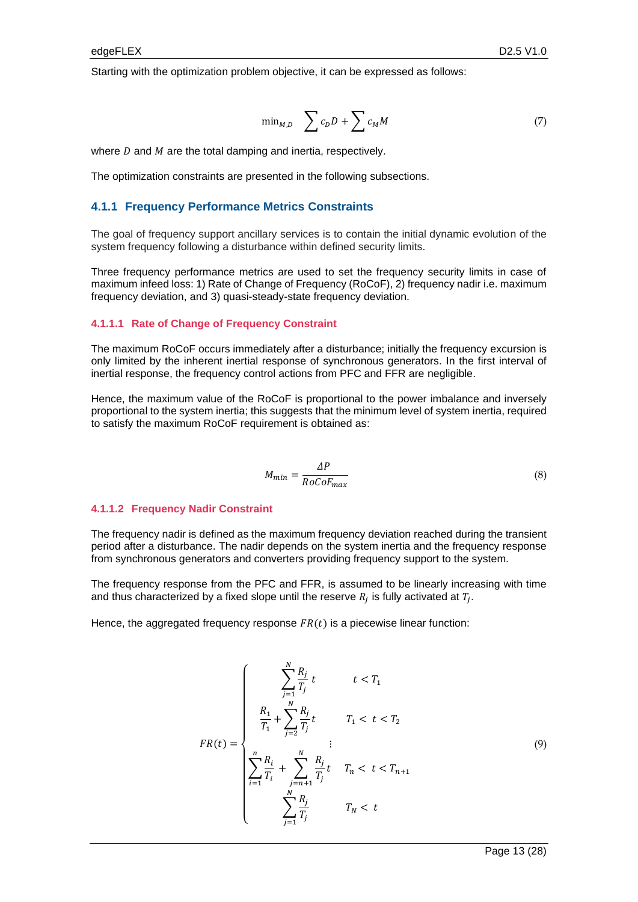Starting with the optimization problem objective, it can be expressed as follows:

$$\min_{M,D} \quad \sum c_D D + \sum c_M M \tag{7}$$

where $D$ and $M$ are the total damping and inertia, respectively.

The optimization constraints are presented in the following subsections.

### 4.1.1 Frequency Performance Metrics Constraints

The goal of frequency support ancillary services is to contain the initial dynamic evolution of the system frequency following a disturbance within defined security limits.

Three frequency performance metrics are used to set the frequency security limits in case of maximum infeed loss: 1) Rate of Change of Frequency (RoCoF), 2) frequency nadir i.e. maximum frequency deviation, and 3) quasi-steady-state frequency deviation.

#### 4.1.1.1 Rate of Change of Frequency Constraint

The maximum RoCoF occurs immediately after a disturbance; initially the frequency excursion is only limited by the inherent inertial response of synchronous generators. In the first interval of inertial response, the frequency control actions from PFC and FFR are negligible.

Hence, the maximum value of the RoCoF is proportional to the power imbalance and inversely proportional to the system inertia; this suggests that the minimum level of system inertia, required to satisfy the maximum RoCoF requirement is obtained as:

$$M_{min} = \frac{\Delta P}{RoCoF_{max}} \tag{8}$$

#### 4.1.1.2 Frequency Nadir Constraint

The frequency nadir is defined as the maximum frequency deviation reached during the transient period after a disturbance. The nadir depends on the system inertia and the frequency response from synchronous generators and converters providing frequency support to the system.

The frequency response from the PFC and FFR, is assumed to be linearly increasing with time and thus characterized by a fixed slope until the reserve $R_j$ is fully activated at $T_j$.

Hence, the aggregated frequency response $FR(t)$ is a piecewise linear function:

$$FR(t) = \begin{cases} \sum_{j=1}^{N} \frac{R_j}{T_j} t & t < T_1 \\ \frac{R_1}{T_1} + \sum_{j=2}^{N} \frac{R_j}{T_j} t & T_1 < t < T_2 \\ \vdots & \\ \sum_{i=1}^{n} \frac{R_i}{T_i} + \sum_{j=n+1}^{N} \frac{R_j}{T_j} t & T_n < t < T_{n+1} \\ \sum_{j=1}^{N} \frac{R_j}{T_j} & T_N < t \end{cases} \tag{9}$$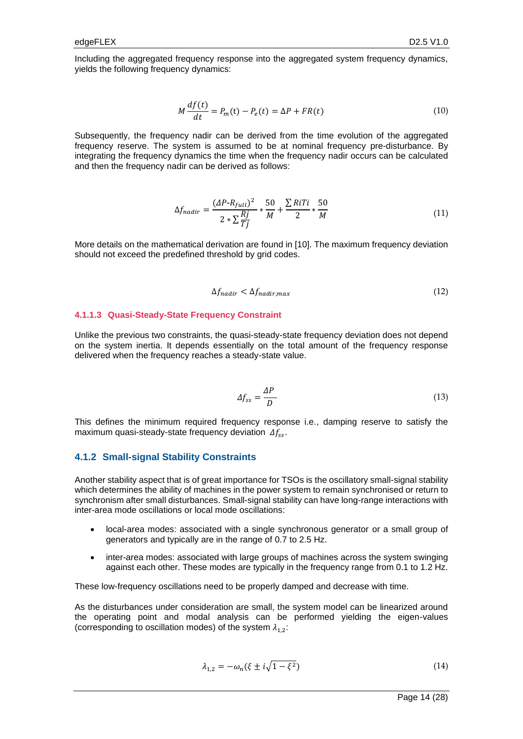Including the aggregated frequency response into the aggregated system frequency dynamics, yields the following frequency dynamics:

$$M \frac{df(t)}{dt} = P_m(\mathrm{t}) - P_e(t) = \Delta P + FR(t) \tag{10}$$

Subsequently, the frequency nadir can be derived from the time evolution of the aggregated frequency reserve. The system is assumed to be at nominal frequency pre-disturbance. By integrating the frequency dynamics the time when the frequency nadir occurs can be calculated and then the frequency nadir can be derived as follows:

$$\Delta f_{nadir} = \frac{(\Delta P\text{-}R_{full})^2}{2 * \sum \frac{Rj}{Tj}} * \frac{50}{M} + \frac{\sum RiTi}{2} * \frac{50}{M} \tag{11}$$

More details on the mathematical derivation are found in [10]. The maximum frequency deviation should not exceed the predefined threshold by grid codes.

$$\Delta f_{nadir} < \Delta f_{nadir,max} \tag{12}$$

#### 4.1.1.3 Quasi-Steady-State Frequency Constraint

Unlike the previous two constraints, the quasi-steady-state frequency deviation does not depend on the system inertia. It depends essentially on the total amount of the frequency response delivered when the frequency reaches a steady-state value.

$$\Delta f_{ss} = \frac{\Delta P}{D} \tag{13}$$

This defines the minimum required frequency response i.e., damping reserve to satisfy the maximum quasi-steady-state frequency deviation $\Delta f_{ss}$.

### 4.1.2 Small-signal Stability Constraints

Another stability aspect that is of great importance for TSOs is the oscillatory small-signal stability which determines the ability of machines in the power system to remain synchronised or return to synchronism after small disturbances. Small-signal stability can have long-range interactions with inter-area mode oscillations or local mode oscillations:

- local-area modes: associated with a single synchronous generator or a small group of generators and typically are in the range of 0.7 to 2.5 Hz.
- inter-area modes: associated with large groups of machines across the system swinging against each other. These modes are typically in the frequency range from 0.1 to 1.2 Hz.

These low-frequency oscillations need to be properly damped and decrease with time.

As the disturbances under consideration are small, the system model can be linearized around the operating point and modal analysis can be performed yielding the eigen-values (corresponding to oscillation modes) of the system $\lambda_{1,2}$:

$$\lambda_{1,2} = -\omega_n(\xi \pm i\sqrt{1-\xi^2}) \tag{14}$$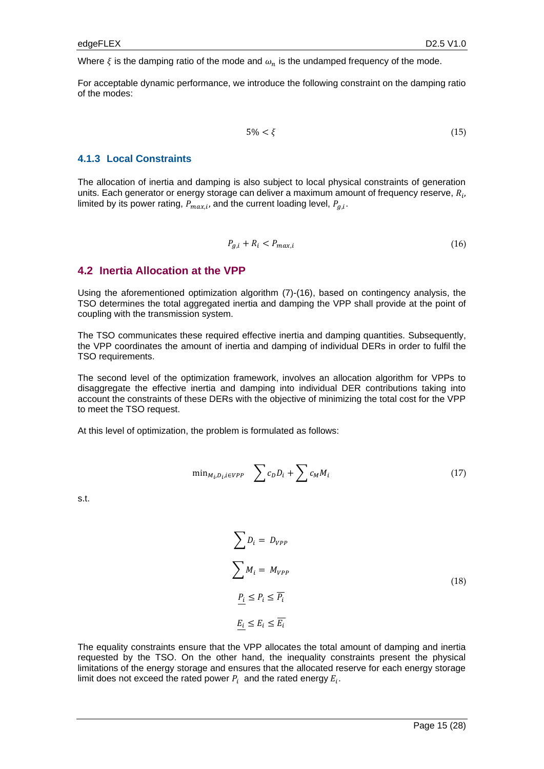Where $\xi$ is the damping ratio of the mode and $\omega_n$ is the undamped frequency of the mode.

For acceptable dynamic performance, we introduce the following constraint on the damping ratio of the modes:

$$5\% < \xi \tag{15}$$

### 4.1.3 Local Constraints

The allocation of inertia and damping is also subject to local physical constraints of generation units. Each generator or energy storage can deliver a maximum amount of frequency reserve, $R_i$, limited by its power rating, $P_{max,i}$, and the current loading level, $P_{g,i}$.

$$P_{g,i} + R_i < P_{max,i} \tag{16}$$

## 4.2 Inertia Allocation at the VPP

Using the aforementioned optimization algorithm (7)-(16), based on contingency analysis, the TSO determines the total aggregated inertia and damping the VPP shall provide at the point of coupling with the transmission system.

The TSO communicates these required effective inertia and damping quantities. Subsequently, the VPP coordinates the amount of inertia and damping of individual DERs in order to fulfil the TSO requirements.

The second level of the optimization framework, involves an allocation algorithm for VPPs to disaggregate the effective inertia and damping into individual DER contributions taking into account the constraints of these DERs with the objective of minimizing the total cost for the VPP to meet the TSO request.

At this level of optimization, the problem is formulated as follows:

$$\min_{M_i, D_i, i \in VPP} \quad \sum c_D D_i + \sum c_M M_i \tag{17}$$

s.t.

$$\begin{gathered} \sum D_i = D_{VPP} \\ \sum M_i = M_{VPP} \\ \underline{P_i} \leq P_i \leq \overline{P_i} \\ \underline{E_i} \leq E_i \leq \overline{E_i} \end{gathered} \tag{18}$$

The equality constraints ensure that the VPP allocates the total amount of damping and inertia requested by the TSO. On the other hand, the inequality constraints present the physical limitations of the energy storage and ensures that the allocated reserve for each energy storage limit does not exceed the rated power $P_i$ and the rated energy $E_i$.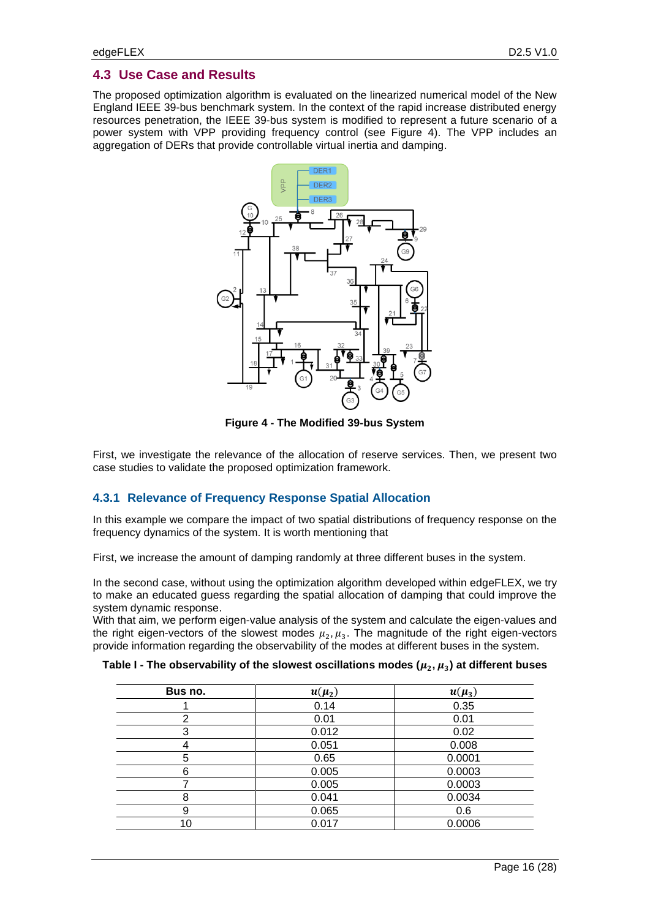## 4.3 Use Case and Results

The proposed optimization algorithm is evaluated on the linearized numerical model of the New England IEEE 39-bus benchmark system. In the context of the rapid increase distributed energy resources penetration, the IEEE 39-bus system is modified to represent a future scenario of a power system with VPP providing frequency control (see Figure 4). The VPP includes an aggregation of DERs that provide controllable virtual inertia and damping.

**Figure 4 - The Modified 39-bus System**

First, we investigate the relevance of the allocation of reserve services. Then, we present two case studies to validate the proposed optimization framework.

### 4.3.1 Relevance of Frequency Response Spatial Allocation

In this example we compare the impact of two spatial distributions of frequency response on the frequency dynamics of the system. It is worth mentioning that

First, we increase the amount of damping randomly at three different buses in the system.

In the second case, without using the optimization algorithm developed within edgeFLEX, we try to make an educated guess regarding the spatial allocation of damping that could improve the system dynamic response.
With that aim, we perform eigen-value analysis of the system and calculate the eigen-values and the right eigen-vectors of the slowest modes $\mu_2, \mu_3$. The magnitude of the right eigen-vectors provide information regarding the observability of the modes at different buses in the system.

**Table I - The observability of the slowest oscillations modes ($\mu_2, \mu_3$) at different buses**

| Bus no. | $\boldsymbol{u}(\boldsymbol{\mu}_2)$ | $\boldsymbol{u}(\boldsymbol{\mu}_3)$ |
|---|---|---|
| 1 | 0.14 | 0.35 |
| 2 | 0.01 | 0.01 |
| 3 | 0.012 | 0.02 |
| 4 | 0.051 | 0.008 |
| 5 | 0.65 | 0.0001 |
| 6 | 0.005 | 0.0003 |
| 7 | 0.005 | 0.0003 |
| 8 | 0.041 | 0.0034 |
| 9 | 0.065 | 0.6 |
| 10 | 0.017 | 0.0006 |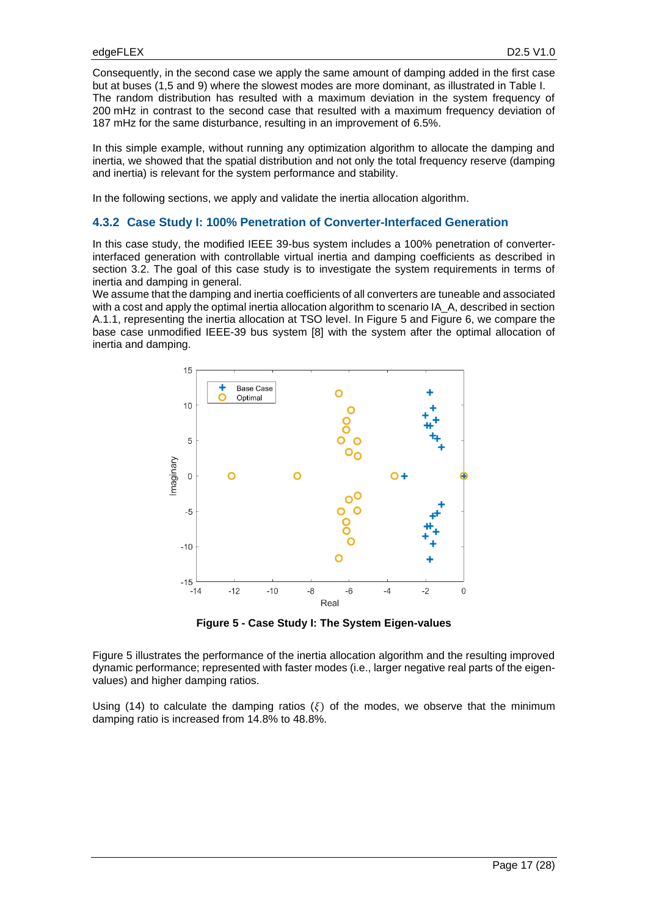Consequently, in the second case we apply the same amount of damping added in the first case but at buses (1,5 and 9) where the slowest modes are more dominant, as illustrated in Table I. The random distribution has resulted with a maximum deviation in the system frequency of 200 mHz in contrast to the second case that resulted with a maximum frequency deviation of 187 mHz for the same disturbance, resulting in an improvement of 6.5%.

In this simple example, without running any optimization algorithm to allocate the damping and inertia, we showed that the spatial distribution and not only the total frequency reserve (damping and inertia) is relevant for the system performance and stability.

In the following sections, we apply and validate the inertia allocation algorithm.

### 4.3.2 Case Study I: 100% Penetration of Converter-Interfaced Generation

In this case study, the modified IEEE 39-bus system includes a 100% penetration of converter-interfaced generation with controllable virtual inertia and damping coefficients as described in section 3.2. The goal of this case study is to investigate the system requirements in terms of inertia and damping in general.

We assume that the damping and inertia coefficients of all converters are tuneable and associated with a cost and apply the optimal inertia allocation algorithm to scenario IA_A, described in section A.1.1, representing the inertia allocation at TSO level. In Figure 5 and Figure 6, we compare the base case unmodified IEEE-39 bus system [8] with the system after the optimal allocation of inertia and damping.

**Figure 5 - Case Study I: The System Eigen-values**

Figure 5 illustrates the performance of the inertia allocation algorithm and the resulting improved dynamic performance; represented with faster modes (i.e., larger negative real parts of the eigen-values) and higher damping ratios.

Using (14) to calculate the damping ratios ($\xi$) of the modes, we observe that the minimum damping ratio is increased from 14.8% to 48.8%.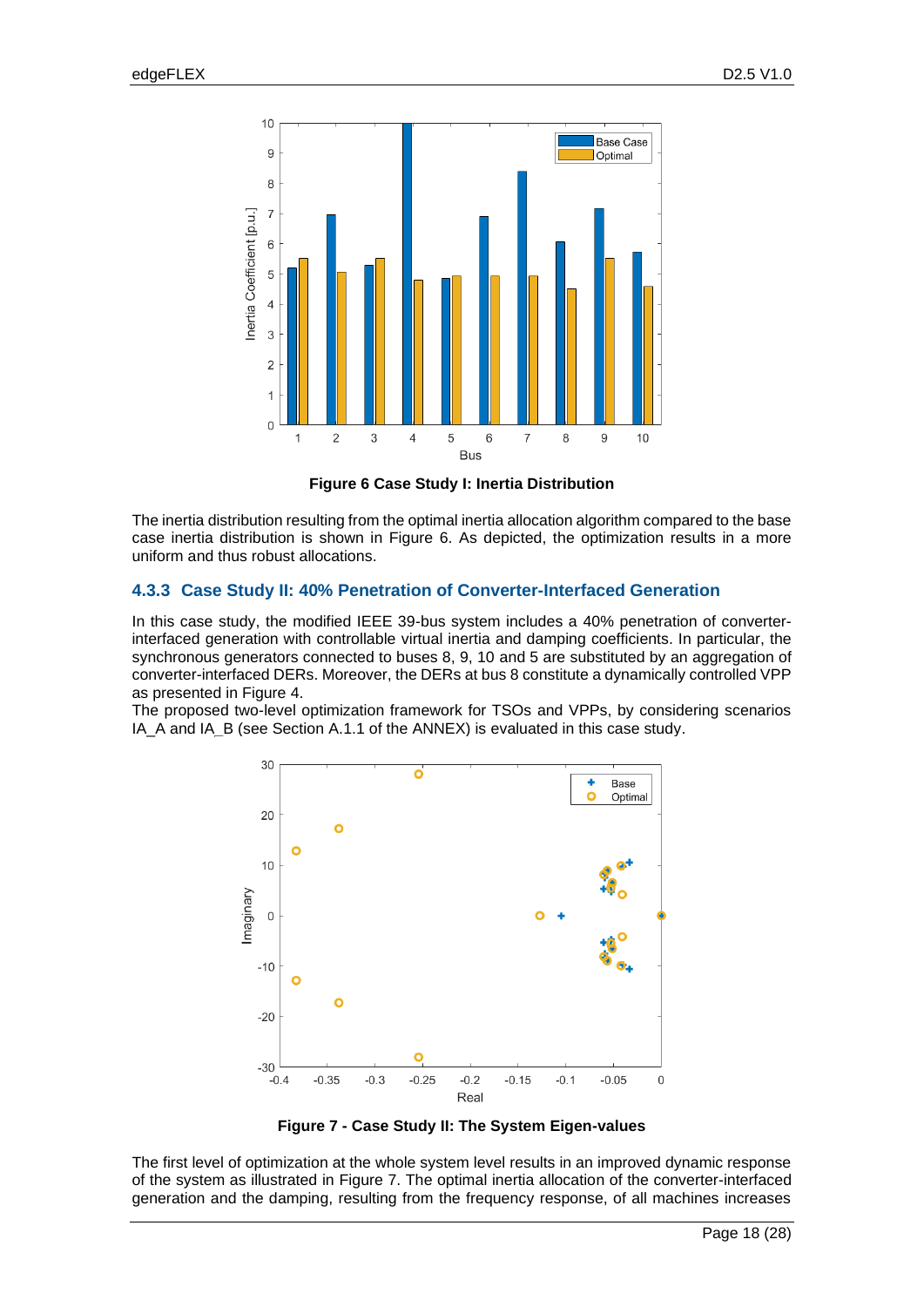Figure 6 Case Study I: Inertia Distribution

The inertia distribution resulting from the optimal inertia allocation algorithm compared to the base case inertia distribution is shown in Figure 6. As depicted, the optimization results in a more uniform and thus robust allocations.

### 4.3.3 Case Study II: 40% Penetration of Converter-Interfaced Generation

In this case study, the modified IEEE 39-bus system includes a 40% penetration of converter-interfaced generation with controllable virtual inertia and damping coefficients. In particular, the synchronous generators connected to buses 8, 9, 10 and 5 are substituted by an aggregation of converter-interfaced DERs. Moreover, the DERs at bus 8 constitute a dynamically controlled VPP as presented in Figure 4.

The proposed two-level optimization framework for TSOs and VPPs, by considering scenarios IA_A and IA_B (see Section A.1.1 of the ANNEX) is evaluated in this case study.

Figure 7 - Case Study II: The System Eigen-values

The first level of optimization at the whole system level results in an improved dynamic response of the system as illustrated in Figure 7. The optimal inertia allocation of the converter-interfaced generation and the damping, resulting from the frequency response, of all machines increases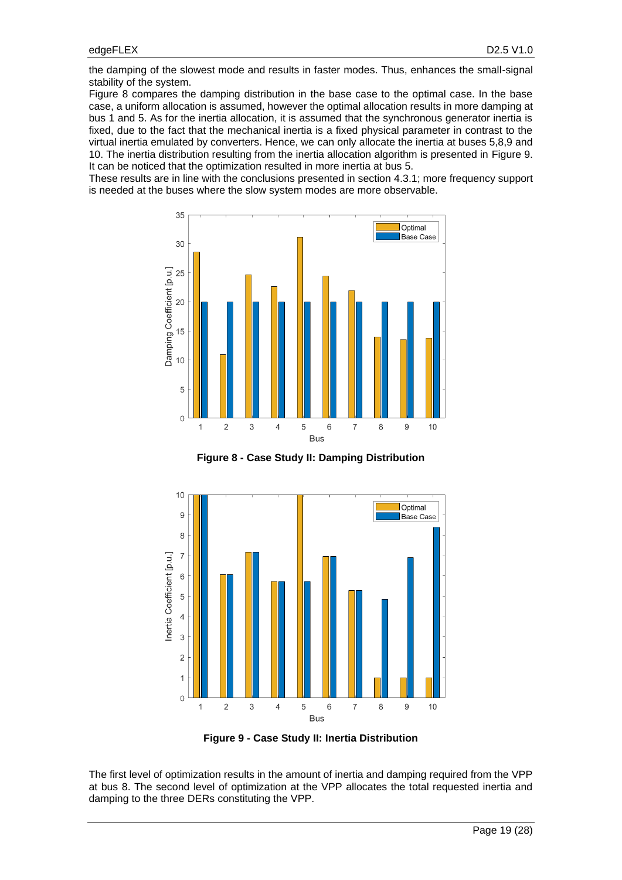the damping of the slowest mode and results in faster modes. Thus, enhances the small-signal stability of the system.

Figure 8 compares the damping distribution in the base case to the optimal case. In the base case, a uniform allocation is assumed, however the optimal allocation results in more damping at bus 1 and 5. As for the inertia allocation, it is assumed that the synchronous generator inertia is fixed, due to the fact that the mechanical inertia is a fixed physical parameter in contrast to the virtual inertia emulated by converters. Hence, we can only allocate the inertia at buses 5,8,9 and 10. The inertia distribution resulting from the inertia allocation algorithm is presented in Figure 9. It can be noticed that the optimization resulted in more inertia at bus 5.

These results are in line with the conclusions presented in section 4.3.1; more frequency support is needed at the buses where the slow system modes are more observable.

**Figure 8 - Case Study II: Damping Distribution**

**Figure 9 - Case Study II: Inertia Distribution**

The first level of optimization results in the amount of inertia and damping required from the VPP at bus 8. The second level of optimization at the VPP allocates the total requested inertia and damping to the three DERs constituting the VPP.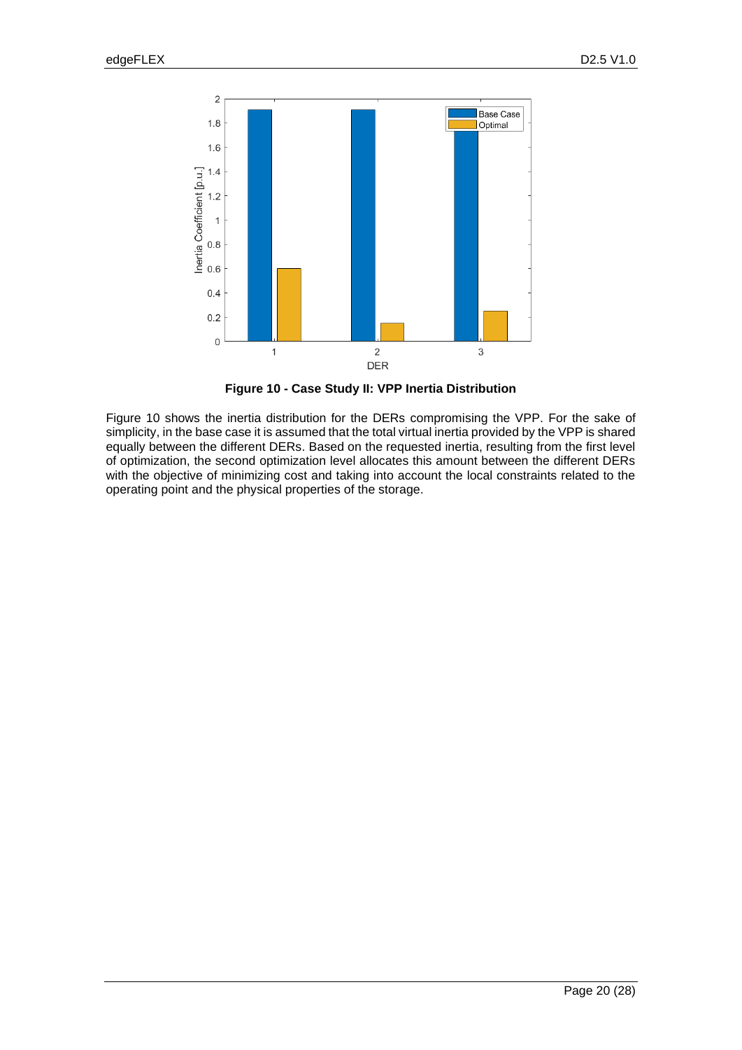**Figure 10 - Case Study II: VPP Inertia Distribution**

Figure 10 shows the inertia distribution for the DERs compromising the VPP. For the sake of simplicity, in the base case it is assumed that the total virtual inertia provided by the VPP is shared equally between the different DERs. Based on the requested inertia, resulting from the first level of optimization, the second optimization level allocates this amount between the different DERs with the objective of minimizing cost and taking into account the local constraints related to the operating point and the physical properties of the storage.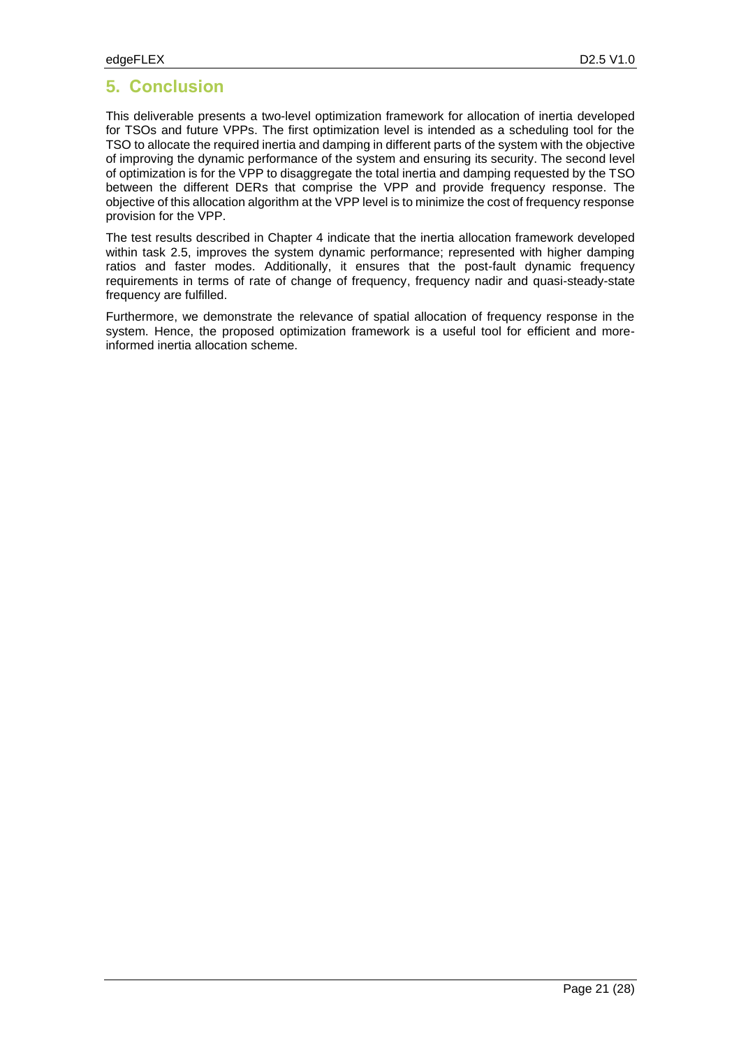# 5. Conclusion

This deliverable presents a two-level optimization framework for allocation of inertia developed for TSOs and future VPPs. The first optimization level is intended as a scheduling tool for the TSO to allocate the required inertia and damping in different parts of the system with the objective of improving the dynamic performance of the system and ensuring its security. The second level of optimization is for the VPP to disaggregate the total inertia and damping requested by the TSO between the different DERs that comprise the VPP and provide frequency response. The objective of this allocation algorithm at the VPP level is to minimize the cost of frequency response provision for the VPP.

The test results described in Chapter 4 indicate that the inertia allocation framework developed within task 2.5, improves the system dynamic performance; represented with higher damping ratios and faster modes. Additionally, it ensures that the post-fault dynamic frequency requirements in terms of rate of change of frequency, frequency nadir and quasi-steady-state frequency are fulfilled.

Furthermore, we demonstrate the relevance of spatial allocation of frequency response in the system. Hence, the proposed optimization framework is a useful tool for efficient and more-informed inertia allocation scheme.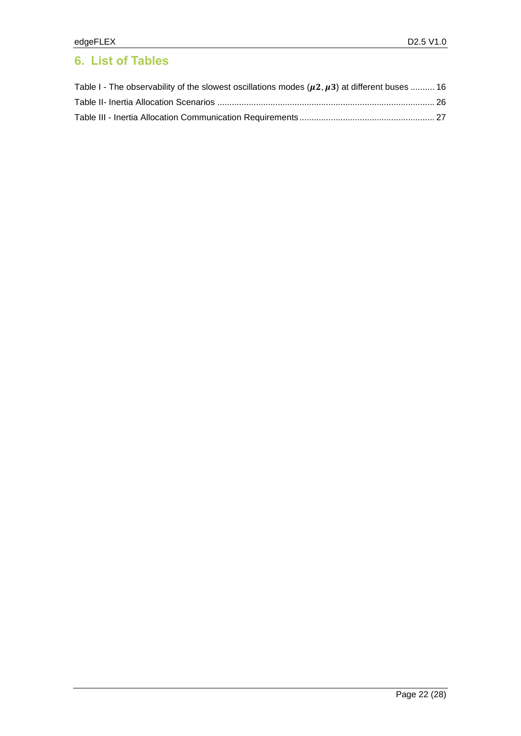# 6. List of Tables

Table I - The observability of the slowest oscillations modes ($\boldsymbol{\mu 2}, \boldsymbol{\mu 3}$) at different buses .......... 16

Table II- Inertia Allocation Scenarios .......................................................................................... 26

Table III - Inertia Allocation Communication Requirements........................................................ 27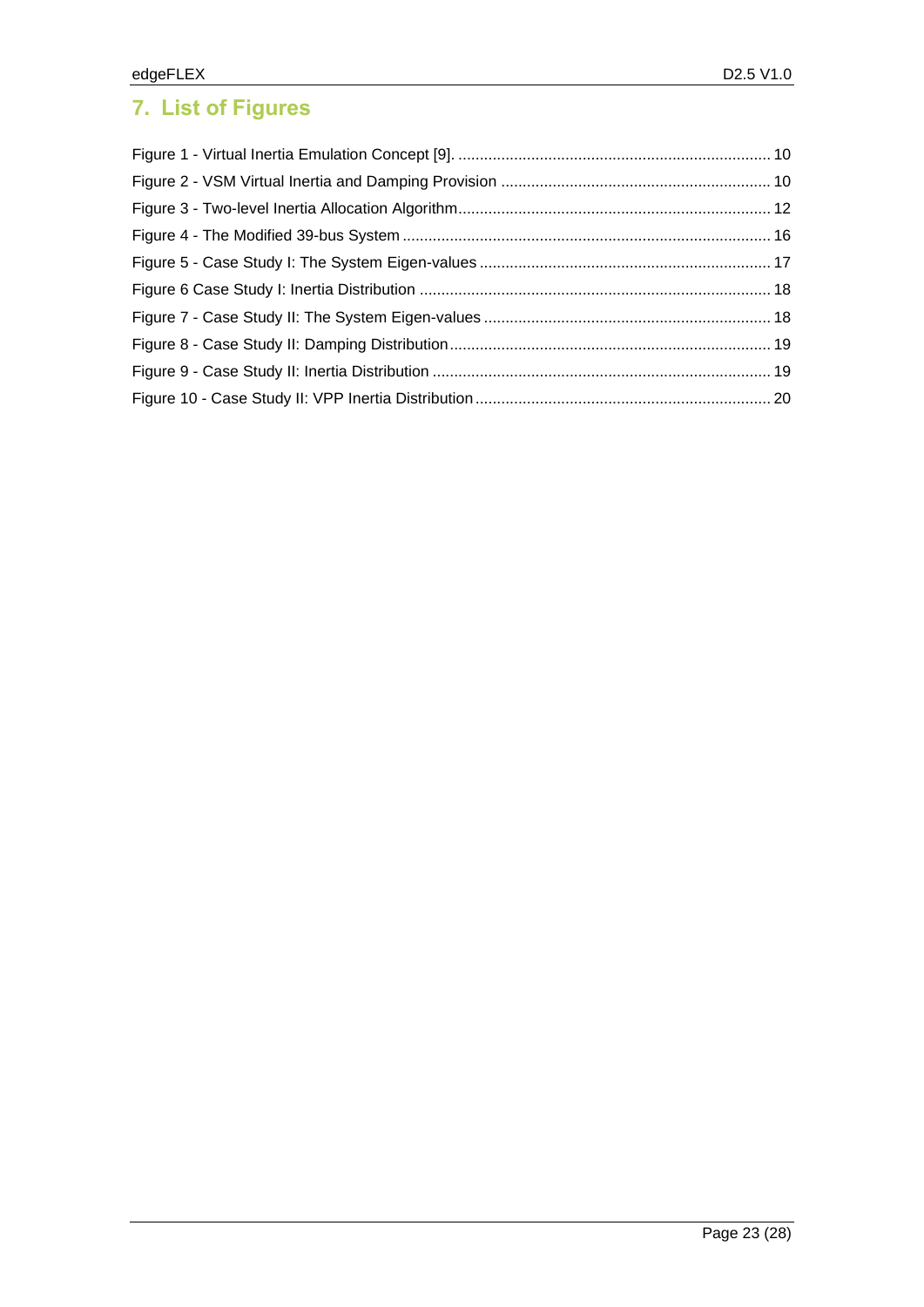# 7. List of Figures

Figure 1 - Virtual Inertia Emulation Concept [9]. ........................................................................ 10
Figure 2 - VSM Virtual Inertia and Damping Provision .............................................................. 10
Figure 3 - Two-level Inertia Allocation Algorithm........................................................................ 12
Figure 4 - The Modified 39-bus System ..................................................................................... 16
Figure 5 - Case Study I: The System Eigen-values ................................................................... 17
Figure 6 Case Study I: Inertia Distribution ................................................................................. 18
Figure 7 - Case Study II: The System Eigen-values .................................................................. 18
Figure 8 - Case Study II: Damping Distribution.......................................................................... 19
Figure 9 - Case Study II: Inertia Distribution .............................................................................. 19
Figure 10 - Case Study II: VPP Inertia Distribution .................................................................... 20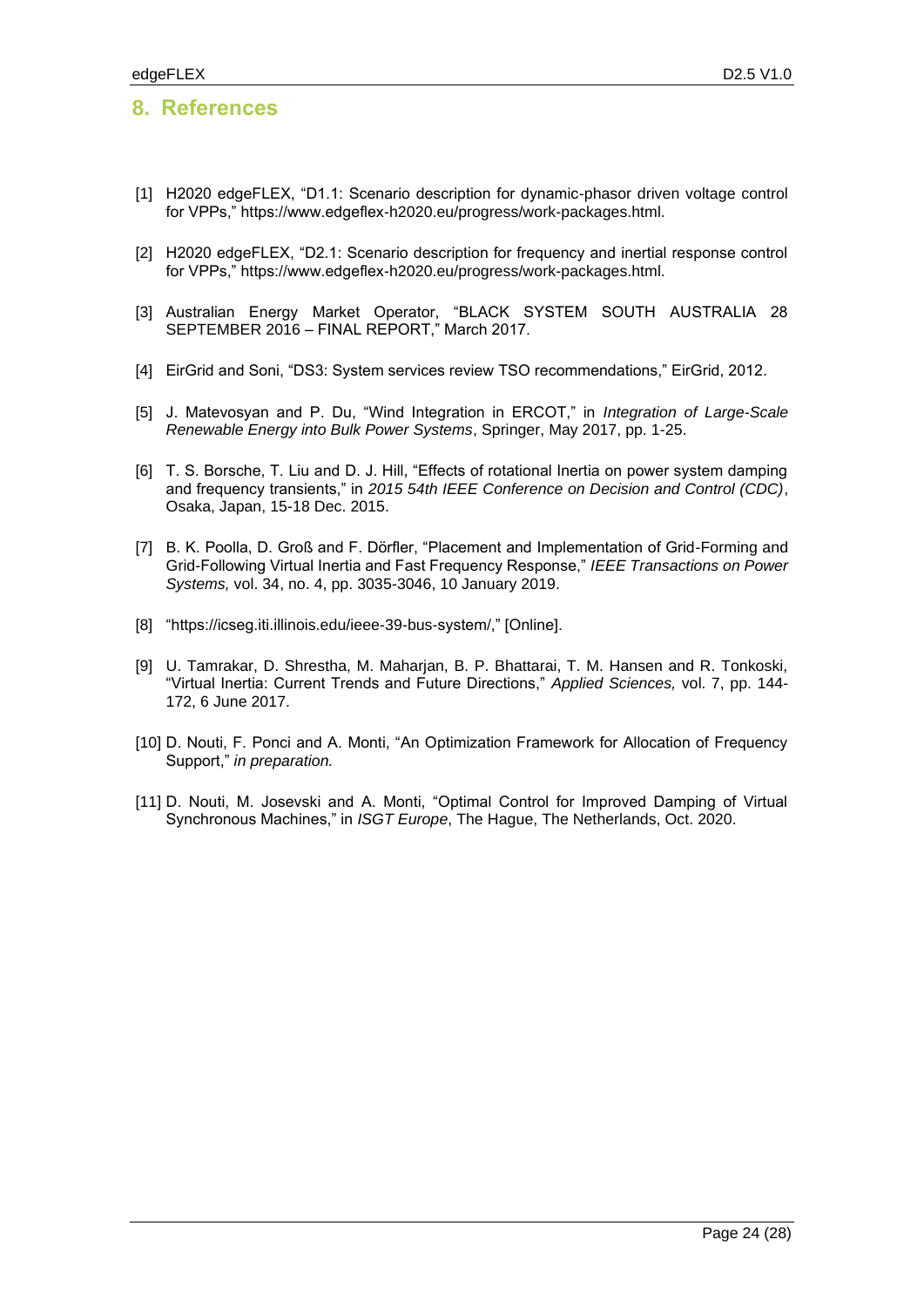# 8. References

[1] H2020 edgeFLEX, "D1.1: Scenario description for dynamic-phasor driven voltage control for VPPs," https://www.edgeflex-h2020.eu/progress/work-packages.html.

[2] H2020 edgeFLEX, "D2.1: Scenario description for frequency and inertial response control for VPPs," https://www.edgeflex-h2020.eu/progress/work-packages.html.

[3] Australian Energy Market Operator, "BLACK SYSTEM SOUTH AUSTRALIA 28 SEPTEMBER 2016 – FINAL REPORT," March 2017.

[4] EirGrid and Soni, "DS3: System services review TSO recommendations," EirGrid, 2012.

[5] J. Matevosyan and P. Du, "Wind Integration in ERCOT," in *Integration of Large-Scale Renewable Energy into Bulk Power Systems*, Springer, May 2017, pp. 1-25.

[6] T. S. Borsche, T. Liu and D. J. Hill, "Effects of rotational Inertia on power system damping and frequency transients," in *2015 54th IEEE Conference on Decision and Control (CDC)*, Osaka, Japan, 15-18 Dec. 2015.

[7] B. K. Poolla, D. Groß and F. Dörfler, "Placement and Implementation of Grid-Forming and Grid-Following Virtual Inertia and Fast Frequency Response," *IEEE Transactions on Power Systems,* vol. 34, no. 4, pp. 3035-3046, 10 January 2019.

[8] "https://icseg.iti.illinois.edu/ieee-39-bus-system/," [Online].

[9] U. Tamrakar, D. Shrestha, M. Maharjan, B. P. Bhattarai, T. M. Hansen and R. Tonkoski, "Virtual Inertia: Current Trends and Future Directions," *Applied Sciences,* vol. 7, pp. 144-172, 6 June 2017.

[10] D. Nouti, F. Ponci and A. Monti, "An Optimization Framework for Allocation of Frequency Support," *in preparation.*

[11] D. Nouti, M. Josevski and A. Monti, "Optimal Control for Improved Damping of Virtual Synchronous Machines," in *ISGT Europe*, The Hague, The Netherlands, Oct. 2020.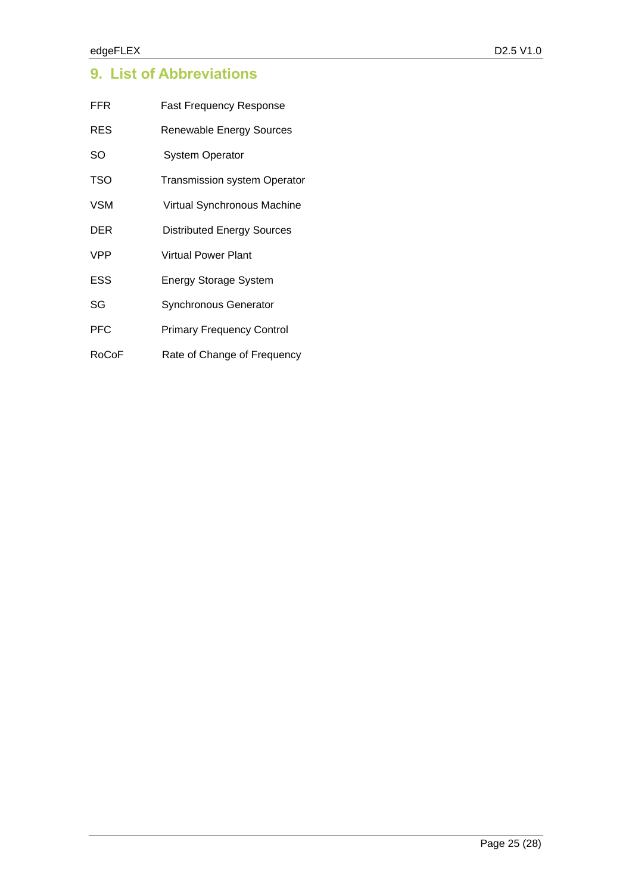# 9. List of Abbreviations

| | |
|---|---|
| FFR | Fast Frequency Response |
| RES | Renewable Energy Sources |
| SO | System Operator |
| TSO | Transmission system Operator |
| VSM | Virtual Synchronous Machine |
| DER | Distributed Energy Sources |
| VPP | Virtual Power Plant |
| ESS | Energy Storage System |
| SG | Synchronous Generator |
| PFC | Primary Frequency Control |
| RoCoF | Rate of Change of Frequency |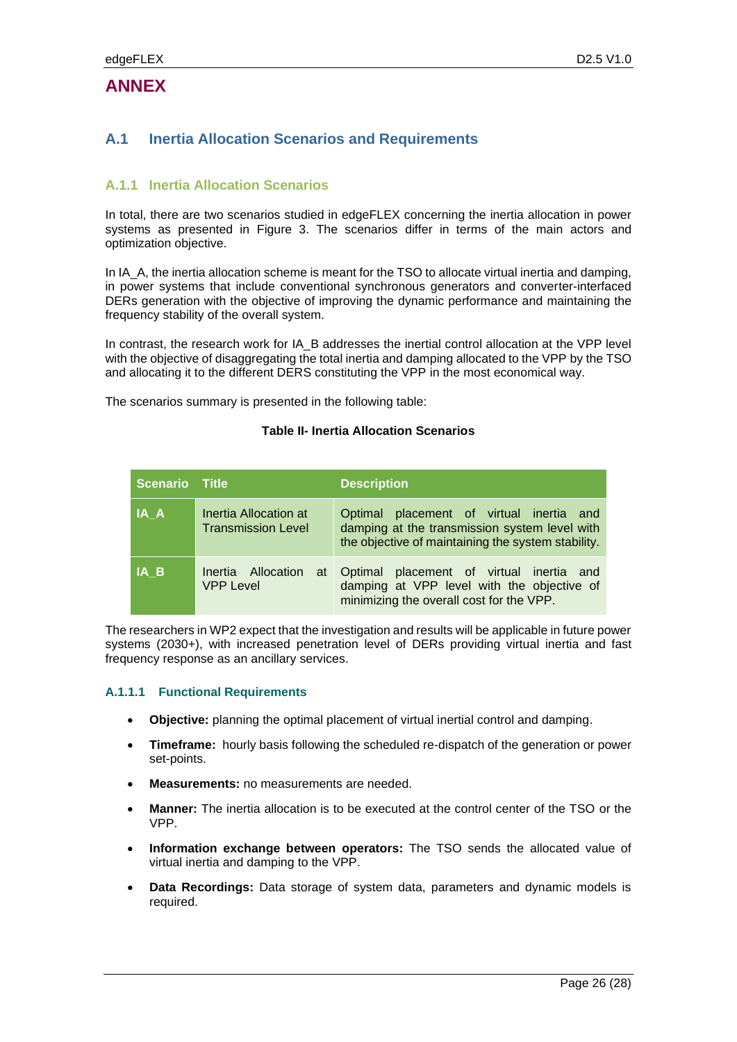# ANNEX

## A.1 Inertia Allocation Scenarios and Requirements

### A.1.1 Inertia Allocation Scenarios

In total, there are two scenarios studied in edgeFLEX concerning the inertia allocation in power systems as presented in Figure 3. The scenarios differ in terms of the main actors and optimization objective.

In IA_A, the inertia allocation scheme is meant for the TSO to allocate virtual inertia and damping, in power systems that include conventional synchronous generators and converter-interfaced DERs generation with the objective of improving the dynamic performance and maintaining the frequency stability of the overall system.

In contrast, the research work for IA_B addresses the inertial control allocation at the VPP level with the objective of disaggregating the total inertia and damping allocated to the VPP by the TSO and allocating it to the different DERS constituting the VPP in the most economical way.

The scenarios summary is presented in the following table:

**Table II- Inertia Allocation Scenarios**

| Scenario | Title | Description |
|---|---|---|
| IA_A | Inertia Allocation at Transmission Level | Optimal placement of virtual inertia and damping at the transmission system level with the objective of maintaining the system stability. |
| IA_B | Inertia Allocation at VPP Level | Optimal placement of virtual inertia and damping at VPP level with the objective of minimizing the overall cost for the VPP. |

The researchers in WP2 expect that the investigation and results will be applicable in future power systems (2030+), with increased penetration level of DERs providing virtual inertia and fast frequency response as an ancillary services.

#### A.1.1.1 Functional Requirements

- **Objective:** planning the optimal placement of virtual inertial control and damping.
- **Timeframe:** hourly basis following the scheduled re-dispatch of the generation or power set-points.
- **Measurements:** no measurements are needed.
- **Manner:** The inertia allocation is to be executed at the control center of the TSO or the VPP.
- **Information exchange between operators:** The TSO sends the allocated value of virtual inertia and damping to the VPP.
- **Data Recordings:** Data storage of system data, parameters and dynamic models is required.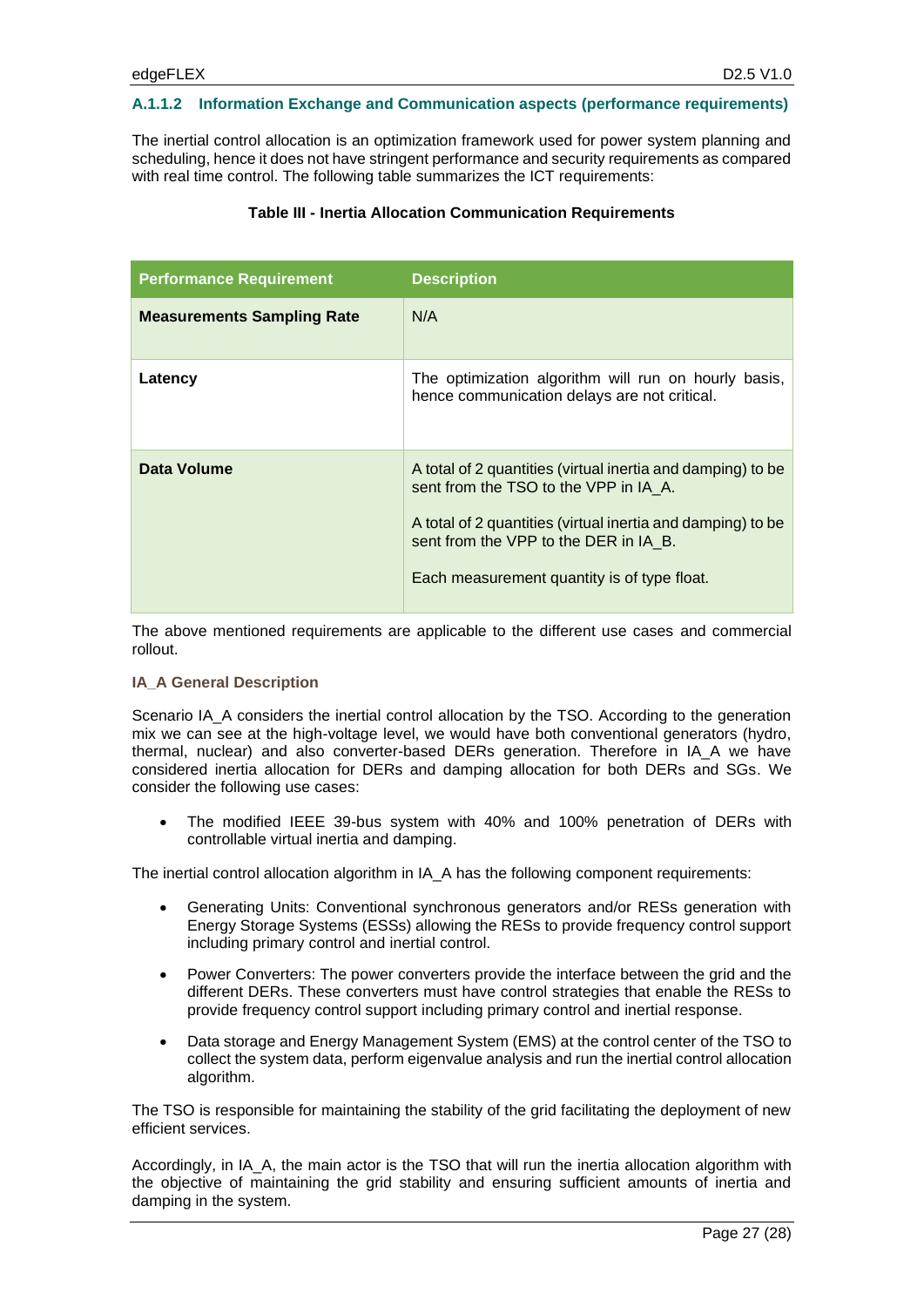#### A.1.1.2 Information Exchange and Communication aspects (performance requirements)

The inertial control allocation is an optimization framework used for power system planning and scheduling, hence it does not have stringent performance and security requirements as compared with real time control. The following table summarizes the ICT requirements:

**Table III - Inertia Allocation Communication Requirements**

| Performance Requirement | Description |
|---|---|
| **Measurements Sampling Rate** | N/A |
| **Latency** | The optimization algorithm will run on hourly basis, hence communication delays are not critical. |
| **Data Volume** | A total of 2 quantities (virtual inertia and damping) to be sent from the TSO to the VPP in IA_A.<br><br>A total of 2 quantities (virtual inertia and damping) to be sent from the VPP to the DER in IA_B.<br><br>Each measurement quantity is of type float. |

The above mentioned requirements are applicable to the different use cases and commercial rollout.

**IA_A General Description**

Scenario IA_A considers the inertial control allocation by the TSO. According to the generation mix we can see at the high-voltage level, we would have both conventional generators (hydro, thermal, nuclear) and also converter-based DERs generation. Therefore in IA_A we have considered inertia allocation for DERs and damping allocation for both DERs and SGs. We consider the following use cases:

- The modified IEEE 39-bus system with 40% and 100% penetration of DERs with controllable virtual inertia and damping.

The inertial control allocation algorithm in IA_A has the following component requirements:

- Generating Units: Conventional synchronous generators and/or RESs generation with Energy Storage Systems (ESSs) allowing the RESs to provide frequency control support including primary control and inertial control.
- Power Converters: The power converters provide the interface between the grid and the different DERs. These converters must have control strategies that enable the RESs to provide frequency control support including primary control and inertial response.
- Data storage and Energy Management System (EMS) at the control center of the TSO to collect the system data, perform eigenvalue analysis and run the inertial control allocation algorithm.

The TSO is responsible for maintaining the stability of the grid facilitating the deployment of new efficient services.

Accordingly, in IA_A, the main actor is the TSO that will run the inertia allocation algorithm with the objective of maintaining the grid stability and ensuring sufficient amounts of inertia and damping in the system.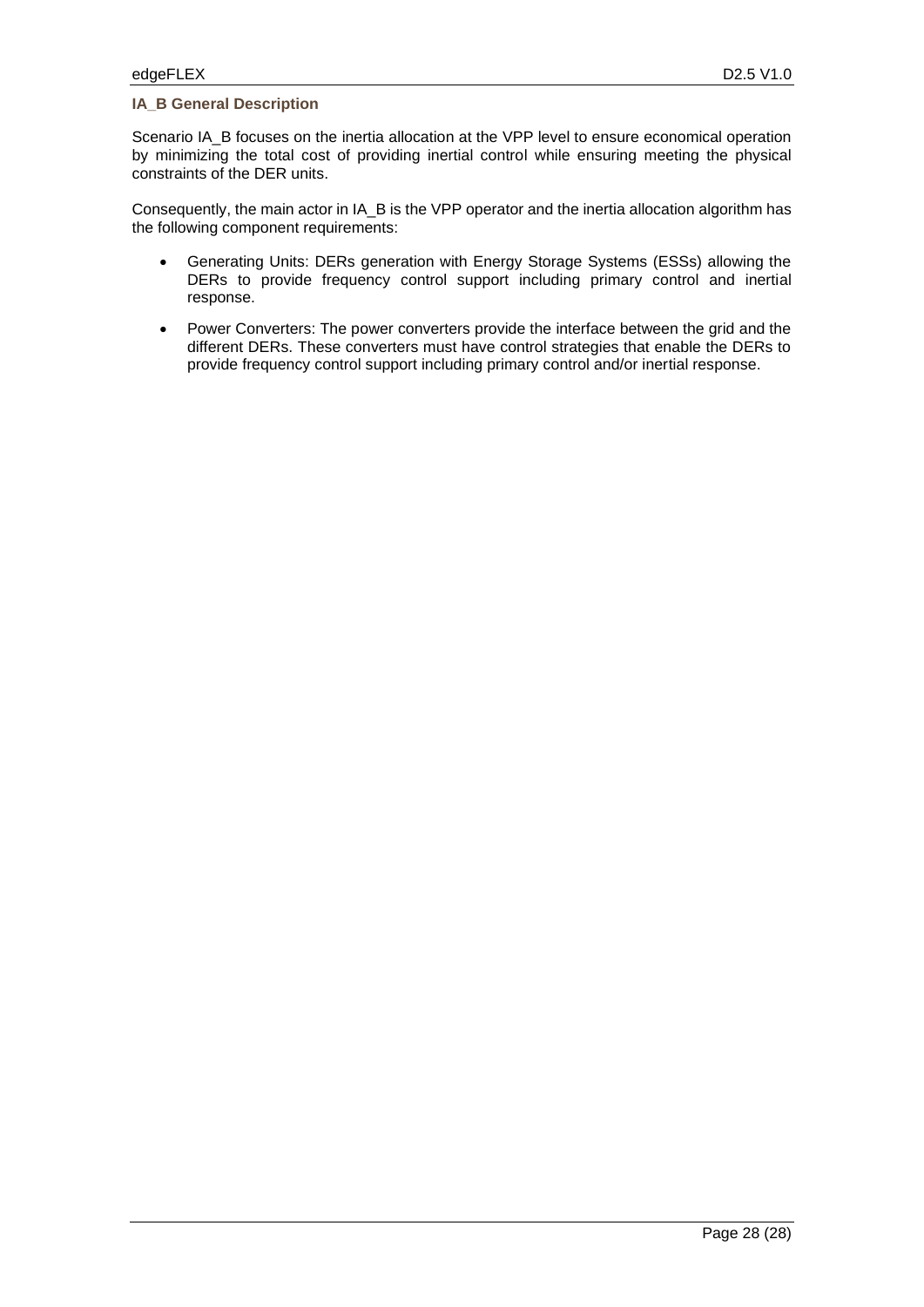### IA_B General Description

Scenario IA_B focuses on the inertia allocation at the VPP level to ensure economical operation by minimizing the total cost of providing inertial control while ensuring meeting the physical constraints of the DER units.

Consequently, the main actor in IA_B is the VPP operator and the inertia allocation algorithm has the following component requirements:

- Generating Units: DERs generation with Energy Storage Systems (ESSs) allowing the DERs to provide frequency control support including primary control and inertial response.
- Power Converters: The power converters provide the interface between the grid and the different DERs. These converters must have control strategies that enable the DERs to provide frequency control support including primary control and/or inertial response.